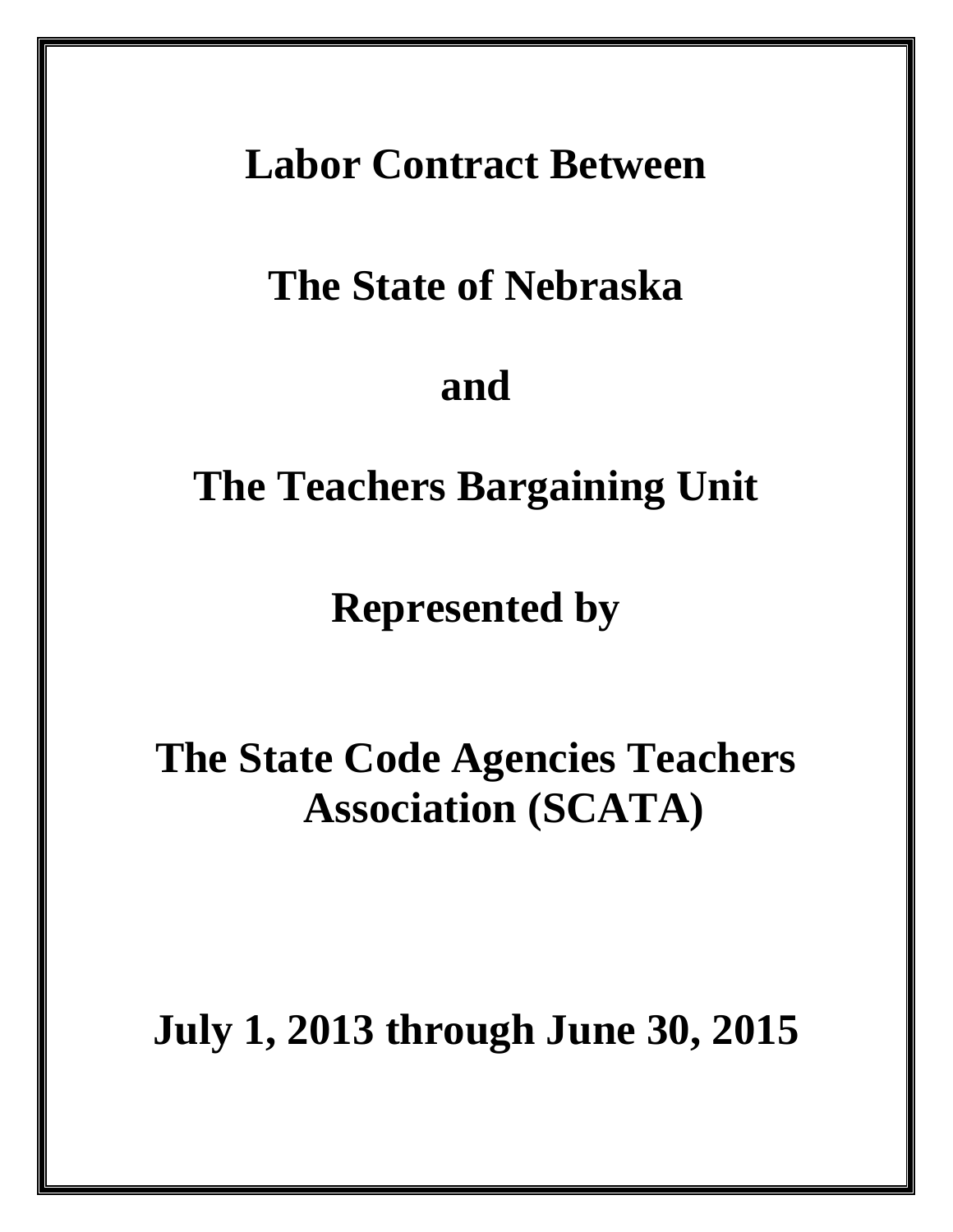# Labor Contract Between

# The State of Nebraska

# and

# The Teachers Bargaining Unit

# Represented by

# The State Code Agencies Teachers Association (SCATA)

# July 1, 2013 through June 30, 2015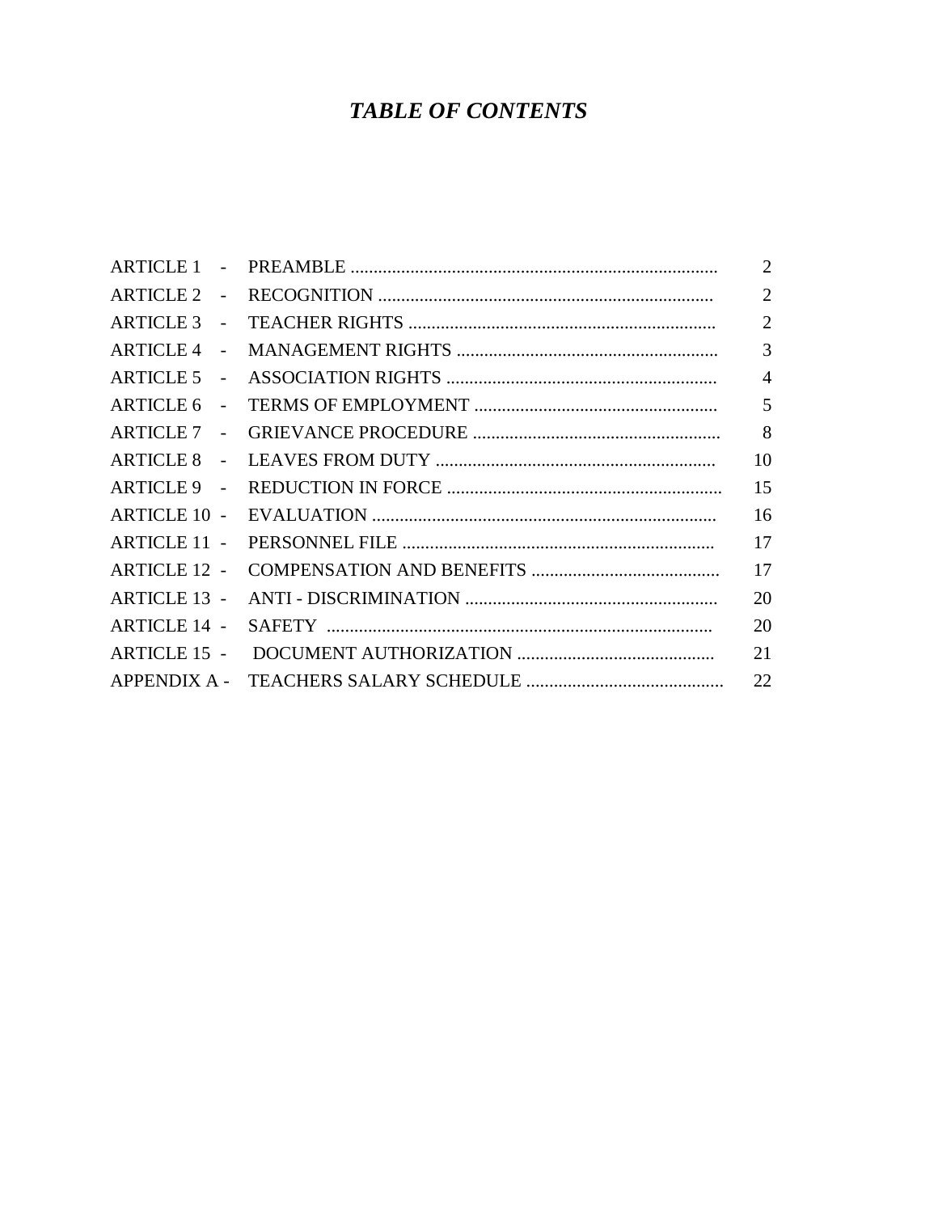# *TABLE OF CONTENTS*

| | | |
|---|---|---|
| ARTICLE 1 - | PREAMBLE | 2 |
| ARTICLE 2 - | RECOGNITION | 2 |
| ARTICLE 3 - | TEACHER RIGHTS | 2 |
| ARTICLE 4 - | MANAGEMENT RIGHTS | 3 |
| ARTICLE 5 - | ASSOCIATION RIGHTS | 4 |
| ARTICLE 6 - | TERMS OF EMPLOYMENT | 5 |
| ARTICLE 7 - | GRIEVANCE PROCEDURE | 8 |
| ARTICLE 8 - | LEAVES FROM DUTY | 10 |
| ARTICLE 9 - | REDUCTION IN FORCE | 15 |
| ARTICLE 10 - | EVALUATION | 16 |
| ARTICLE 11 - | PERSONNEL FILE | 17 |
| ARTICLE 12 - | COMPENSATION AND BENEFITS | 17 |
| ARTICLE 13 - | ANTI - DISCRIMINATION | 20 |
| ARTICLE 14 - | SAFETY | 20 |
| ARTICLE 15 - | DOCUMENT AUTHORIZATION | 21 |
| APPENDIX A - | TEACHERS SALARY SCHEDULE | 22 |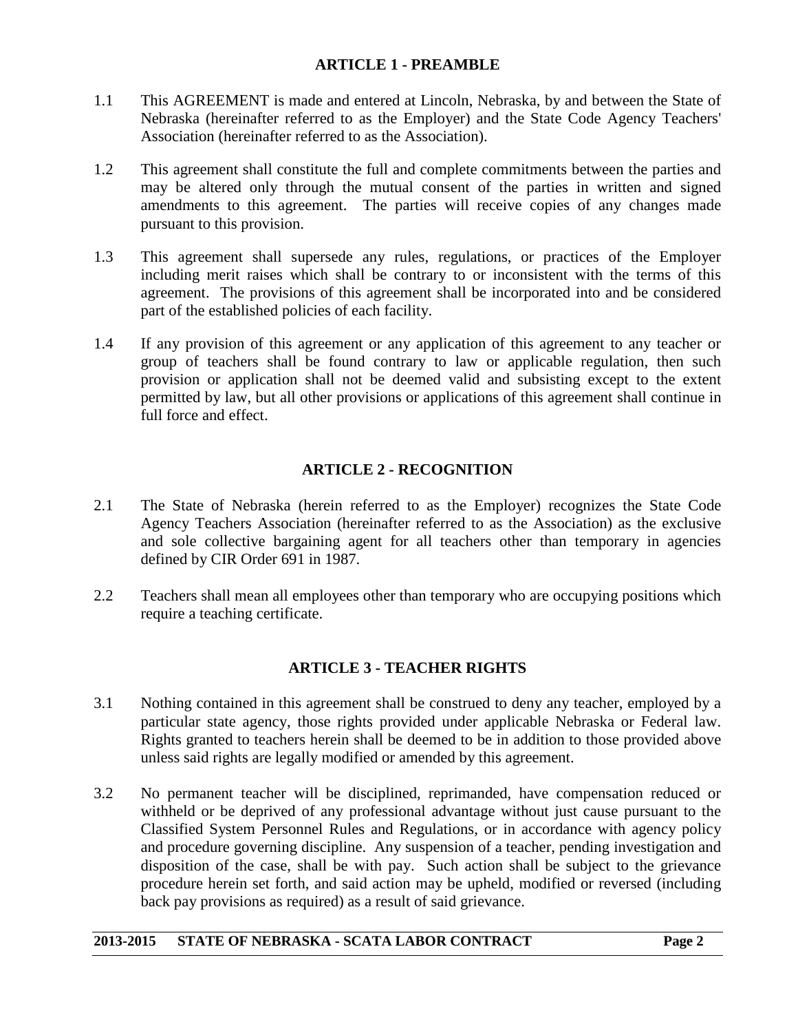## ARTICLE 1 - PREAMBLE

1.1 This AGREEMENT is made and entered at Lincoln, Nebraska, by and between the State of Nebraska (hereinafter referred to as the Employer) and the State Code Agency Teachers' Association (hereinafter referred to as the Association).

1.2 This agreement shall constitute the full and complete commitments between the parties and may be altered only through the mutual consent of the parties in written and signed amendments to this agreement. The parties will receive copies of any changes made pursuant to this provision.

1.3 This agreement shall supersede any rules, regulations, or practices of the Employer including merit raises which shall be contrary to or inconsistent with the terms of this agreement. The provisions of this agreement shall be incorporated into and be considered part of the established policies of each facility.

1.4 If any provision of this agreement or any application of this agreement to any teacher or group of teachers shall be found contrary to law or applicable regulation, then such provision or application shall not be deemed valid and subsisting except to the extent permitted by law, but all other provisions or applications of this agreement shall continue in full force and effect.

## ARTICLE 2 - RECOGNITION

2.1 The State of Nebraska (herein referred to as the Employer) recognizes the State Code Agency Teachers Association (hereinafter referred to as the Association) as the exclusive and sole collective bargaining agent for all teachers other than temporary in agencies defined by CIR Order 691 in 1987.

2.2 Teachers shall mean all employees other than temporary who are occupying positions which require a teaching certificate.

## ARTICLE 3 - TEACHER RIGHTS

3.1 Nothing contained in this agreement shall be construed to deny any teacher, employed by a particular state agency, those rights provided under applicable Nebraska or Federal law. Rights granted to teachers herein shall be deemed to be in addition to those provided above unless said rights are legally modified or amended by this agreement.

3.2 No permanent teacher will be disciplined, reprimanded, have compensation reduced or withheld or be deprived of any professional advantage without just cause pursuant to the Classified System Personnel Rules and Regulations, or in accordance with agency policy and procedure governing discipline. Any suspension of a teacher, pending investigation and disposition of the case, shall be with pay. Such action shall be subject to the grievance procedure herein set forth, and said action may be upheld, modified or reversed (including back pay provisions as required) as a result of said grievance.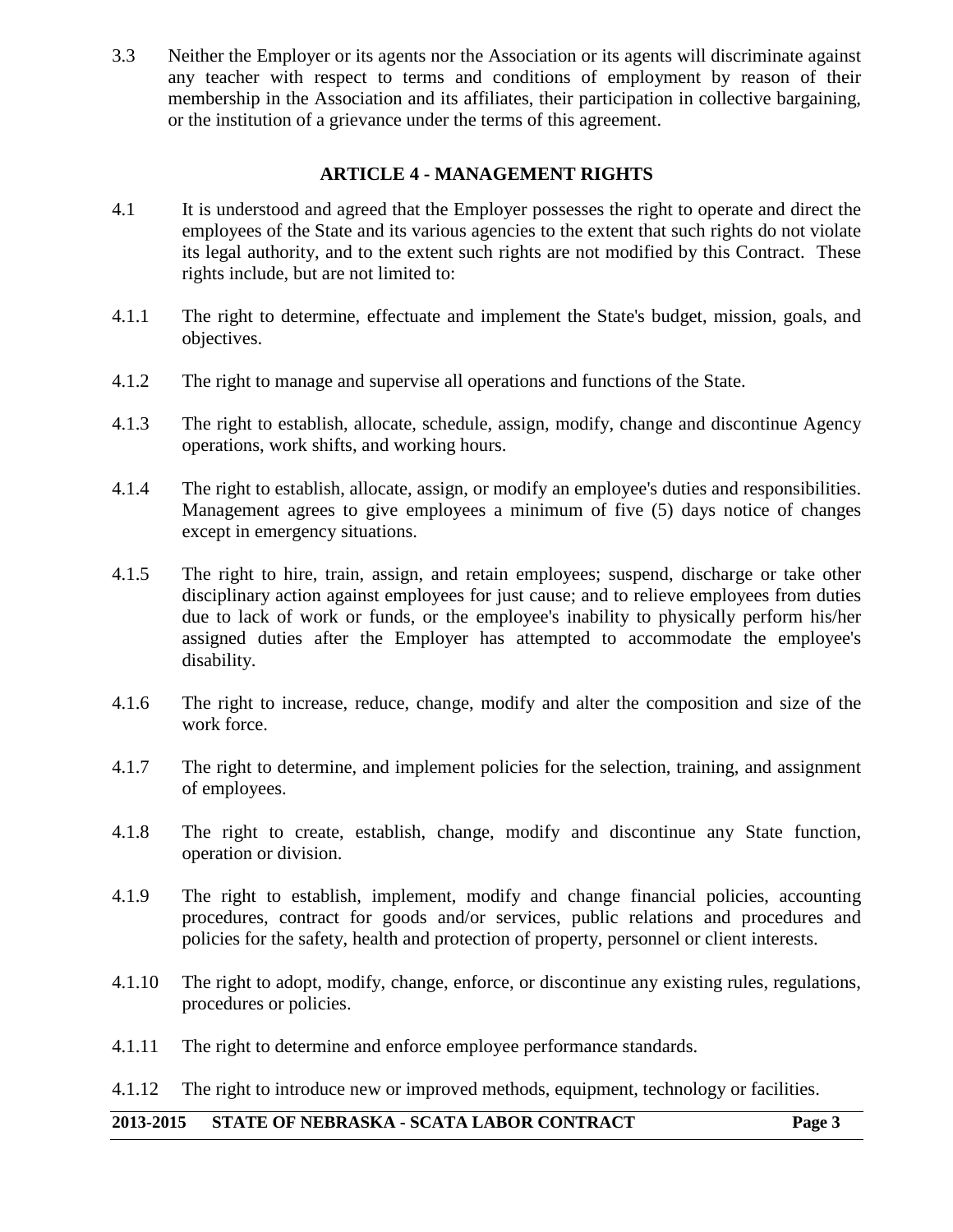3.3 Neither the Employer or its agents nor the Association or its agents will discriminate against any teacher with respect to terms and conditions of employment by reason of their membership in the Association and its affiliates, their participation in collective bargaining, or the institution of a grievance under the terms of this agreement.

## ARTICLE 4 - MANAGEMENT RIGHTS

4.1 It is understood and agreed that the Employer possesses the right to operate and direct the employees of the State and its various agencies to the extent that such rights do not violate its legal authority, and to the extent such rights are not modified by this Contract. These rights include, but are not limited to:

4.1.1 The right to determine, effectuate and implement the State's budget, mission, goals, and objectives.

4.1.2 The right to manage and supervise all operations and functions of the State.

4.1.3 The right to establish, allocate, schedule, assign, modify, change and discontinue Agency operations, work shifts, and working hours.

4.1.4 The right to establish, allocate, assign, or modify an employee's duties and responsibilities. Management agrees to give employees a minimum of five (5) days notice of changes except in emergency situations.

4.1.5 The right to hire, train, assign, and retain employees; suspend, discharge or take other disciplinary action against employees for just cause; and to relieve employees from duties due to lack of work or funds, or the employee's inability to physically perform his/her assigned duties after the Employer has attempted to accommodate the employee's disability.

4.1.6 The right to increase, reduce, change, modify and alter the composition and size of the work force.

4.1.7 The right to determine, and implement policies for the selection, training, and assignment of employees.

4.1.8 The right to create, establish, change, modify and discontinue any State function, operation or division.

4.1.9 The right to establish, implement, modify and change financial policies, accounting procedures, contract for goods and/or services, public relations and procedures and policies for the safety, health and protection of property, personnel or client interests.

4.1.10 The right to adopt, modify, change, enforce, or discontinue any existing rules, regulations, procedures or policies.

4.1.11 The right to determine and enforce employee performance standards.

4.1.12 The right to introduce new or improved methods, equipment, technology or facilities.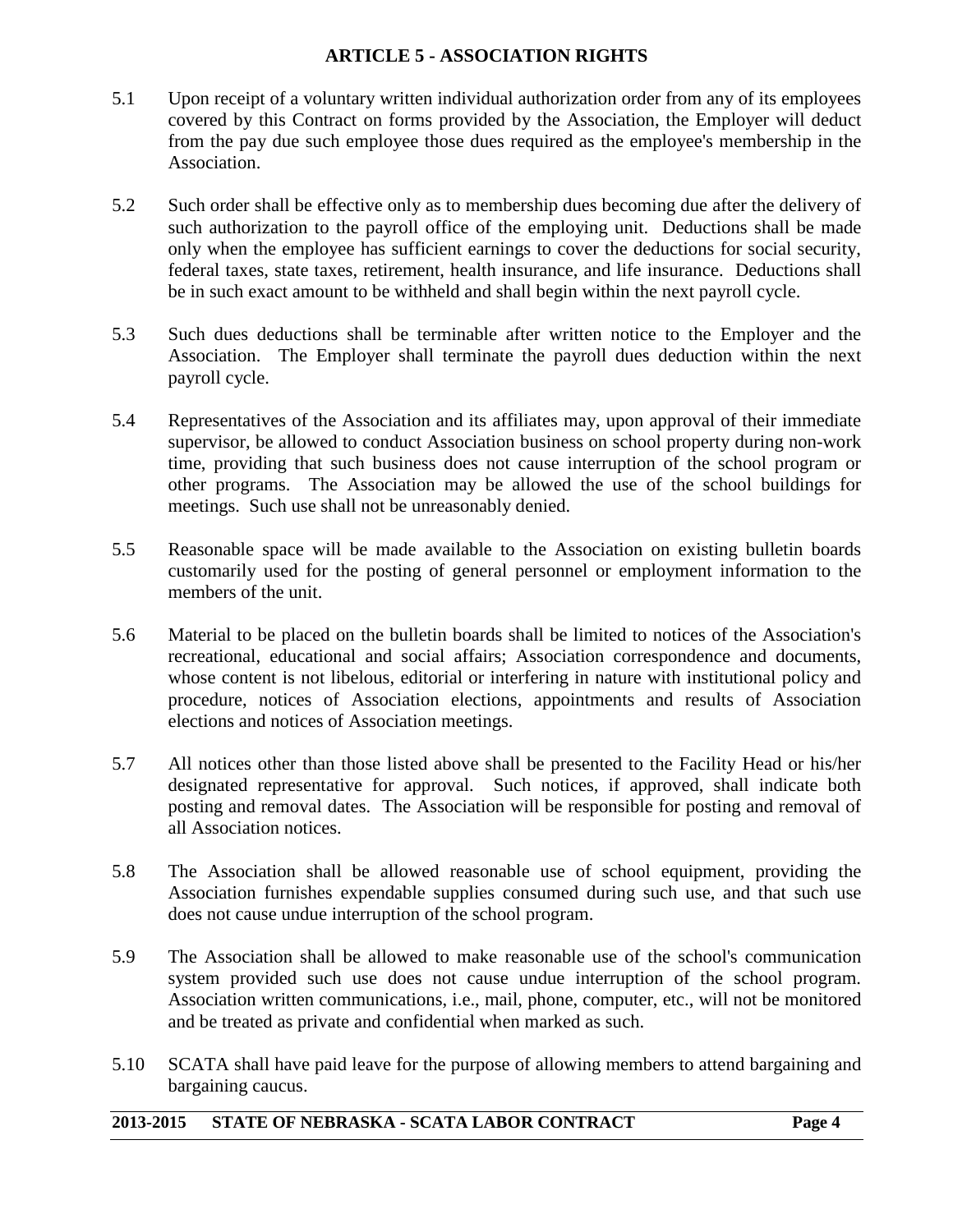## ARTICLE 5 - ASSOCIATION RIGHTS

5.1 Upon receipt of a voluntary written individual authorization order from any of its employees covered by this Contract on forms provided by the Association, the Employer will deduct from the pay due such employee those dues required as the employee's membership in the Association.

5.2 Such order shall be effective only as to membership dues becoming due after the delivery of such authorization to the payroll office of the employing unit. Deductions shall be made only when the employee has sufficient earnings to cover the deductions for social security, federal taxes, state taxes, retirement, health insurance, and life insurance. Deductions shall be in such exact amount to be withheld and shall begin within the next payroll cycle.

5.3 Such dues deductions shall be terminable after written notice to the Employer and the Association. The Employer shall terminate the payroll dues deduction within the next payroll cycle.

5.4 Representatives of the Association and its affiliates may, upon approval of their immediate supervisor, be allowed to conduct Association business on school property during non-work time, providing that such business does not cause interruption of the school program or other programs. The Association may be allowed the use of the school buildings for meetings. Such use shall not be unreasonably denied.

5.5 Reasonable space will be made available to the Association on existing bulletin boards customarily used for the posting of general personnel or employment information to the members of the unit.

5.6 Material to be placed on the bulletin boards shall be limited to notices of the Association's recreational, educational and social affairs; Association correspondence and documents, whose content is not libelous, editorial or interfering in nature with institutional policy and procedure, notices of Association elections, appointments and results of Association elections and notices of Association meetings.

5.7 All notices other than those listed above shall be presented to the Facility Head or his/her designated representative for approval. Such notices, if approved, shall indicate both posting and removal dates. The Association will be responsible for posting and removal of all Association notices.

5.8 The Association shall be allowed reasonable use of school equipment, providing the Association furnishes expendable supplies consumed during such use, and that such use does not cause undue interruption of the school program.

5.9 The Association shall be allowed to make reasonable use of the school's communication system provided such use does not cause undue interruption of the school program. Association written communications, i.e., mail, phone, computer, etc., will not be monitored and be treated as private and confidential when marked as such.

5.10 SCATA shall have paid leave for the purpose of allowing members to attend bargaining and bargaining caucus.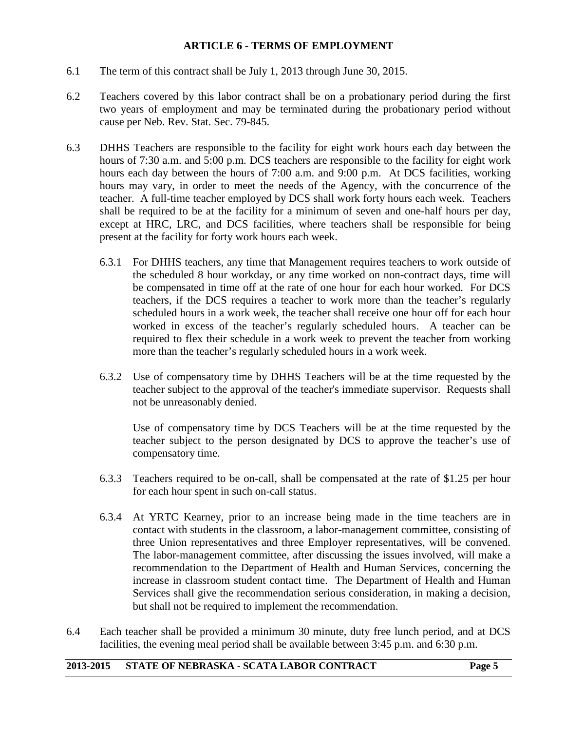## ARTICLE 6 - TERMS OF EMPLOYMENT

6.1 The term of this contract shall be July 1, 2013 through June 30, 2015.

6.2 Teachers covered by this labor contract shall be on a probationary period during the first two years of employment and may be terminated during the probationary period without cause per Neb. Rev. Stat. Sec. 79-845.

6.3 DHHS Teachers are responsible to the facility for eight work hours each day between the hours of 7:30 a.m. and 5:00 p.m. DCS teachers are responsible to the facility for eight work hours each day between the hours of 7:00 a.m. and 9:00 p.m. At DCS facilities, working hours may vary, in order to meet the needs of the Agency, with the concurrence of the teacher. A full-time teacher employed by DCS shall work forty hours each week. Teachers shall be required to be at the facility for a minimum of seven and one-half hours per day, except at HRC, LRC, and DCS facilities, where teachers shall be responsible for being present at the facility for forty work hours each week.

6.3.1 For DHHS teachers, any time that Management requires teachers to work outside of the scheduled 8 hour workday, or any time worked on non-contract days, time will be compensated in time off at the rate of one hour for each hour worked. For DCS teachers, if the DCS requires a teacher to work more than the teacher's regularly scheduled hours in a work week, the teacher shall receive one hour off for each hour worked in excess of the teacher's regularly scheduled hours. A teacher can be required to flex their schedule in a work week to prevent the teacher from working more than the teacher's regularly scheduled hours in a work week.

6.3.2 Use of compensatory time by DHHS Teachers will be at the time requested by the teacher subject to the approval of the teacher's immediate supervisor. Requests shall not be unreasonably denied.

Use of compensatory time by DCS Teachers will be at the time requested by the teacher subject to the person designated by DCS to approve the teacher's use of compensatory time.

6.3.3 Teachers required to be on-call, shall be compensated at the rate of $1.25 per hour for each hour spent in such on-call status.

6.3.4 At YRTC Kearney, prior to an increase being made in the time teachers are in contact with students in the classroom, a labor-management committee, consisting of three Union representatives and three Employer representatives, will be convened. The labor-management committee, after discussing the issues involved, will make a recommendation to the Department of Health and Human Services, concerning the increase in classroom student contact time. The Department of Health and Human Services shall give the recommendation serious consideration, in making a decision, but shall not be required to implement the recommendation.

6.4 Each teacher shall be provided a minimum 30 minute, duty free lunch period, and at DCS facilities, the evening meal period shall be available between 3:45 p.m. and 6:30 p.m.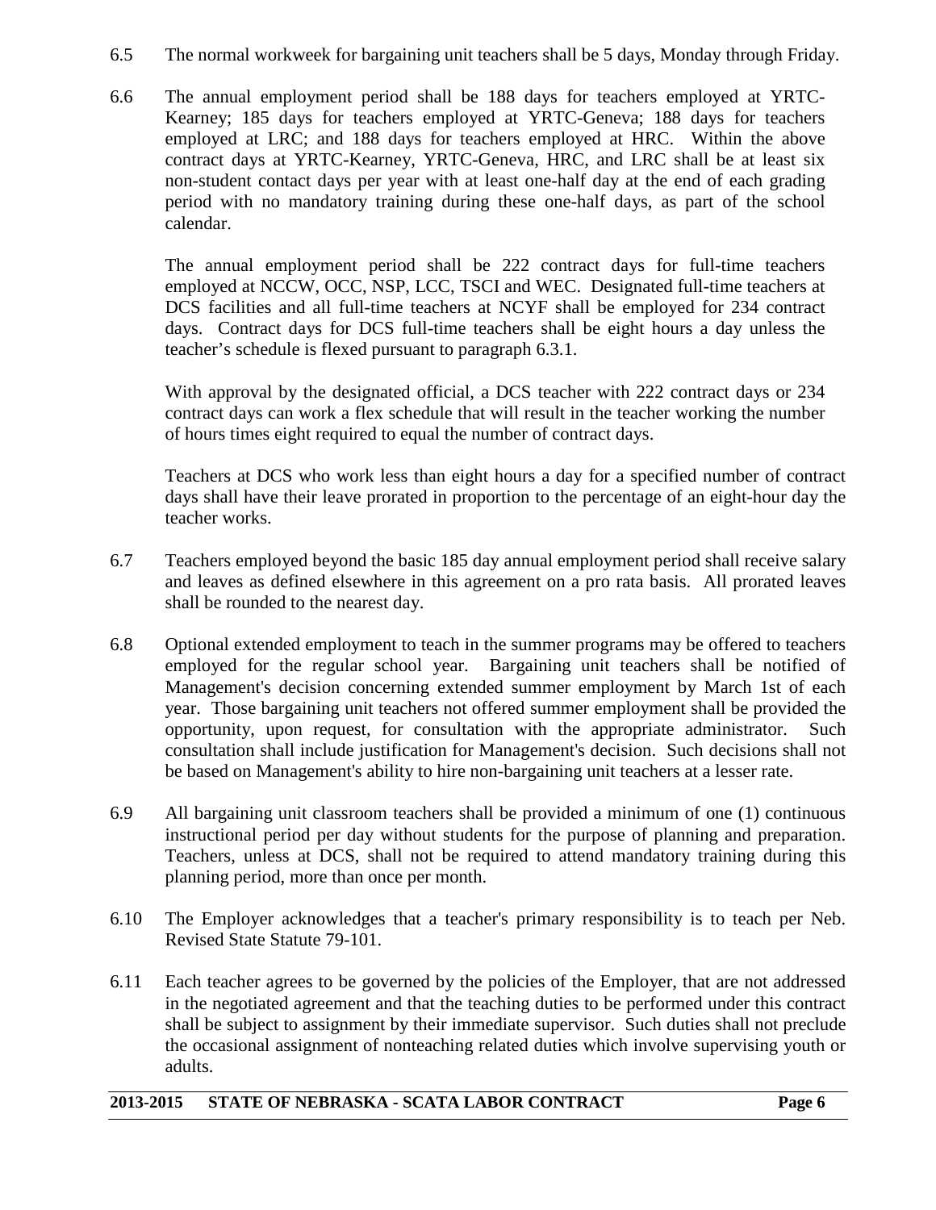6.5 The normal workweek for bargaining unit teachers shall be 5 days, Monday through Friday.

6.6 The annual employment period shall be 188 days for teachers employed at YRTC-Kearney; 185 days for teachers employed at YRTC-Geneva; 188 days for teachers employed at LRC; and 188 days for teachers employed at HRC. Within the above contract days at YRTC-Kearney, YRTC-Geneva, HRC, and LRC shall be at least six non-student contact days per year with at least one-half day at the end of each grading period with no mandatory training during these one-half days, as part of the school calendar.

The annual employment period shall be 222 contract days for full-time teachers employed at NCCW, OCC, NSP, LCC, TSCI and WEC. Designated full-time teachers at DCS facilities and all full-time teachers at NCYF shall be employed for 234 contract days. Contract days for DCS full-time teachers shall be eight hours a day unless the teacher's schedule is flexed pursuant to paragraph 6.3.1.

With approval by the designated official, a DCS teacher with 222 contract days or 234 contract days can work a flex schedule that will result in the teacher working the number of hours times eight required to equal the number of contract days.

Teachers at DCS who work less than eight hours a day for a specified number of contract days shall have their leave prorated in proportion to the percentage of an eight-hour day the teacher works.

6.7 Teachers employed beyond the basic 185 day annual employment period shall receive salary and leaves as defined elsewhere in this agreement on a pro rata basis. All prorated leaves shall be rounded to the nearest day.

6.8 Optional extended employment to teach in the summer programs may be offered to teachers employed for the regular school year. Bargaining unit teachers shall be notified of Management's decision concerning extended summer employment by March 1st of each year. Those bargaining unit teachers not offered summer employment shall be provided the opportunity, upon request, for consultation with the appropriate administrator. Such consultation shall include justification for Management's decision. Such decisions shall not be based on Management's ability to hire non-bargaining unit teachers at a lesser rate.

6.9 All bargaining unit classroom teachers shall be provided a minimum of one (1) continuous instructional period per day without students for the purpose of planning and preparation. Teachers, unless at DCS, shall not be required to attend mandatory training during this planning period, more than once per month.

6.10 The Employer acknowledges that a teacher's primary responsibility is to teach per Neb. Revised State Statute 79-101.

6.11 Each teacher agrees to be governed by the policies of the Employer, that are not addressed in the negotiated agreement and that the teaching duties to be performed under this contract shall be subject to assignment by their immediate supervisor. Such duties shall not preclude the occasional assignment of nonteaching related duties which involve supervising youth or adults.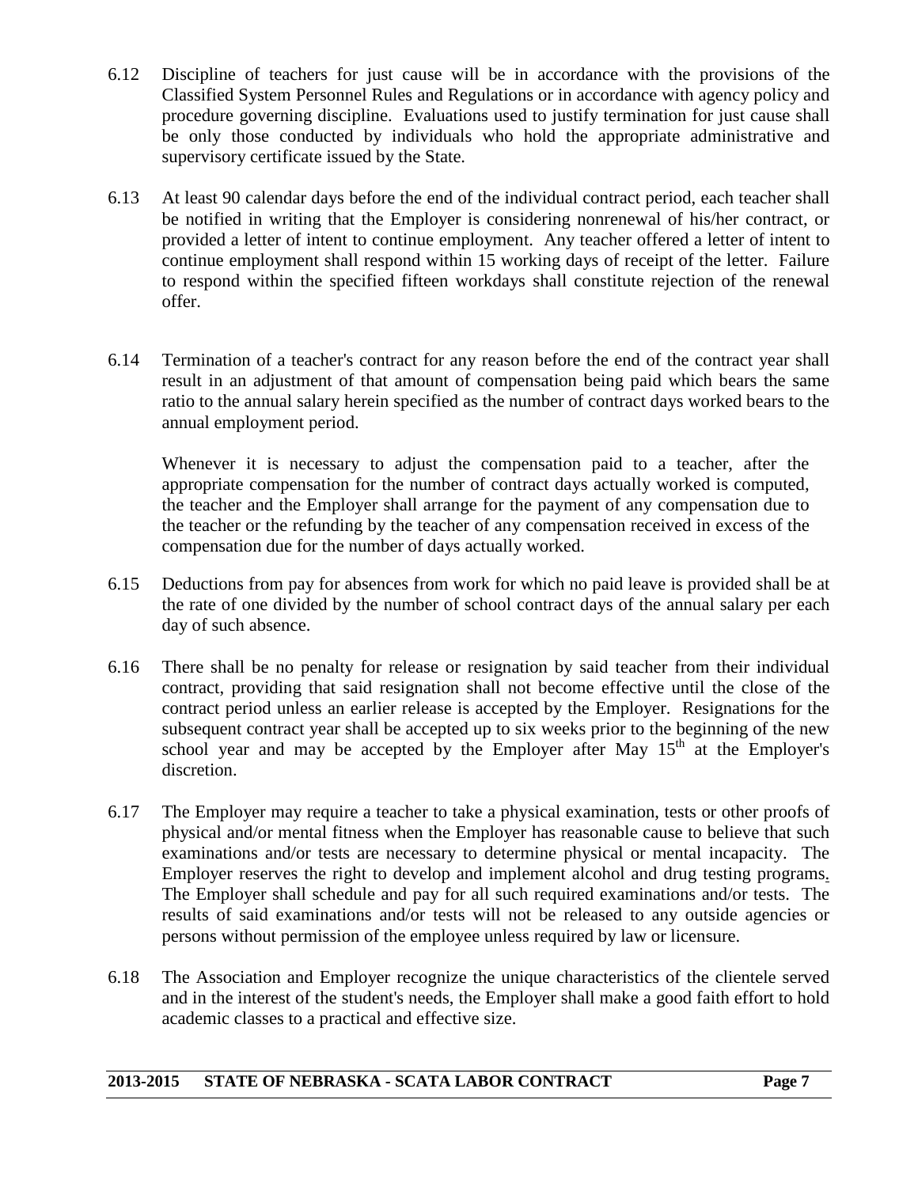6.12 Discipline of teachers for just cause will be in accordance with the provisions of the Classified System Personnel Rules and Regulations or in accordance with agency policy and procedure governing discipline. Evaluations used to justify termination for just cause shall be only those conducted by individuals who hold the appropriate administrative and supervisory certificate issued by the State.

6.13 At least 90 calendar days before the end of the individual contract period, each teacher shall be notified in writing that the Employer is considering nonrenewal of his/her contract, or provided a letter of intent to continue employment. Any teacher offered a letter of intent to continue employment shall respond within 15 working days of receipt of the letter. Failure to respond within the specified fifteen workdays shall constitute rejection of the renewal offer.

6.14 Termination of a teacher's contract for any reason before the end of the contract year shall result in an adjustment of that amount of compensation being paid which bears the same ratio to the annual salary herein specified as the number of contract days worked bears to the annual employment period.

Whenever it is necessary to adjust the compensation paid to a teacher, after the appropriate compensation for the number of contract days actually worked is computed, the teacher and the Employer shall arrange for the payment of any compensation due to the teacher or the refunding by the teacher of any compensation received in excess of the compensation due for the number of days actually worked.

6.15 Deductions from pay for absences from work for which no paid leave is provided shall be at the rate of one divided by the number of school contract days of the annual salary per each day of such absence.

6.16 There shall be no penalty for release or resignation by said teacher from their individual contract, providing that said resignation shall not become effective until the close of the contract period unless an earlier release is accepted by the Employer. Resignations for the subsequent contract year shall be accepted up to six weeks prior to the beginning of the new school year and may be accepted by the Employer after May 15th at the Employer's discretion.

6.17 The Employer may require a teacher to take a physical examination, tests or other proofs of physical and/or mental fitness when the Employer has reasonable cause to believe that such examinations and/or tests are necessary to determine physical or mental incapacity. The Employer reserves the right to develop and implement alcohol and drug testing programs. The Employer shall schedule and pay for all such required examinations and/or tests. The results of said examinations and/or tests will not be released to any outside agencies or persons without permission of the employee unless required by law or licensure.

6.18 The Association and Employer recognize the unique characteristics of the clientele served and in the interest of the student's needs, the Employer shall make a good faith effort to hold academic classes to a practical and effective size.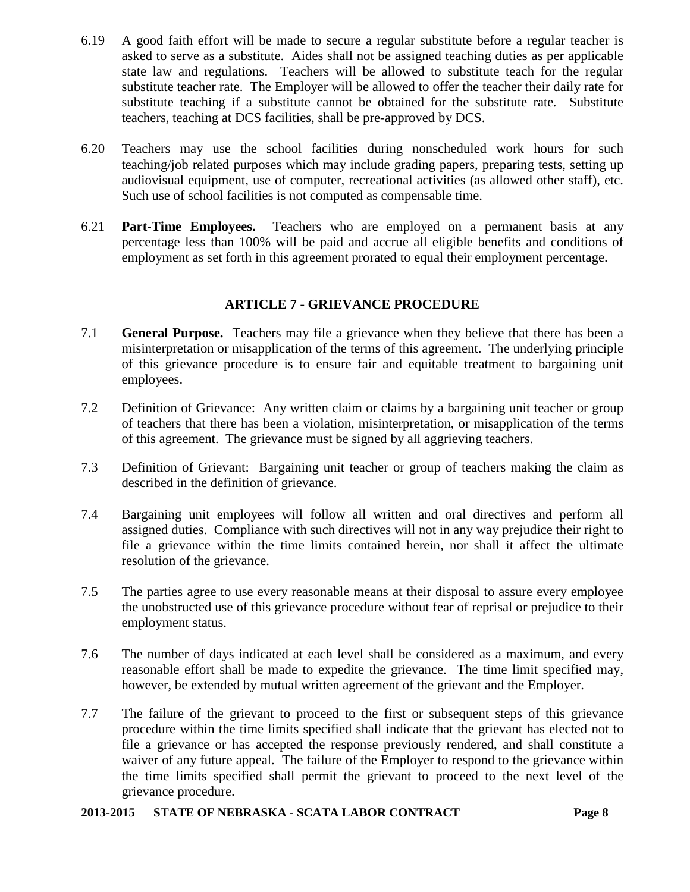6.19 A good faith effort will be made to secure a regular substitute before a regular teacher is asked to serve as a substitute. Aides shall not be assigned teaching duties as per applicable state law and regulations. Teachers will be allowed to substitute teach for the regular substitute teacher rate. The Employer will be allowed to offer the teacher their daily rate for substitute teaching if a substitute cannot be obtained for the substitute rate. Substitute teachers, teaching at DCS facilities, shall be pre-approved by DCS.

6.20 Teachers may use the school facilities during nonscheduled work hours for such teaching/job related purposes which may include grading papers, preparing tests, setting up audiovisual equipment, use of computer, recreational activities (as allowed other staff), etc. Such use of school facilities is not computed as compensable time.

6.21 **Part-Time Employees.** Teachers who are employed on a permanent basis at any percentage less than 100% will be paid and accrue all eligible benefits and conditions of employment as set forth in this agreement prorated to equal their employment percentage.

## ARTICLE 7 - GRIEVANCE PROCEDURE

7.1 **General Purpose.** Teachers may file a grievance when they believe that there has been a misinterpretation or misapplication of the terms of this agreement. The underlying principle of this grievance procedure is to ensure fair and equitable treatment to bargaining unit employees.

7.2 Definition of Grievance: Any written claim or claims by a bargaining unit teacher or group of teachers that there has been a violation, misinterpretation, or misapplication of the terms of this agreement. The grievance must be signed by all aggrieving teachers.

7.3 Definition of Grievant: Bargaining unit teacher or group of teachers making the claim as described in the definition of grievance.

7.4 Bargaining unit employees will follow all written and oral directives and perform all assigned duties. Compliance with such directives will not in any way prejudice their right to file a grievance within the time limits contained herein, nor shall it affect the ultimate resolution of the grievance.

7.5 The parties agree to use every reasonable means at their disposal to assure every employee the unobstructed use of this grievance procedure without fear of reprisal or prejudice to their employment status.

7.6 The number of days indicated at each level shall be considered as a maximum, and every reasonable effort shall be made to expedite the grievance. The time limit specified may, however, be extended by mutual written agreement of the grievant and the Employer.

7.7 The failure of the grievant to proceed to the first or subsequent steps of this grievance procedure within the time limits specified shall indicate that the grievant has elected not to file a grievance or has accepted the response previously rendered, and shall constitute a waiver of any future appeal. The failure of the Employer to respond to the grievance within the time limits specified shall permit the grievant to proceed to the next level of the grievance procedure.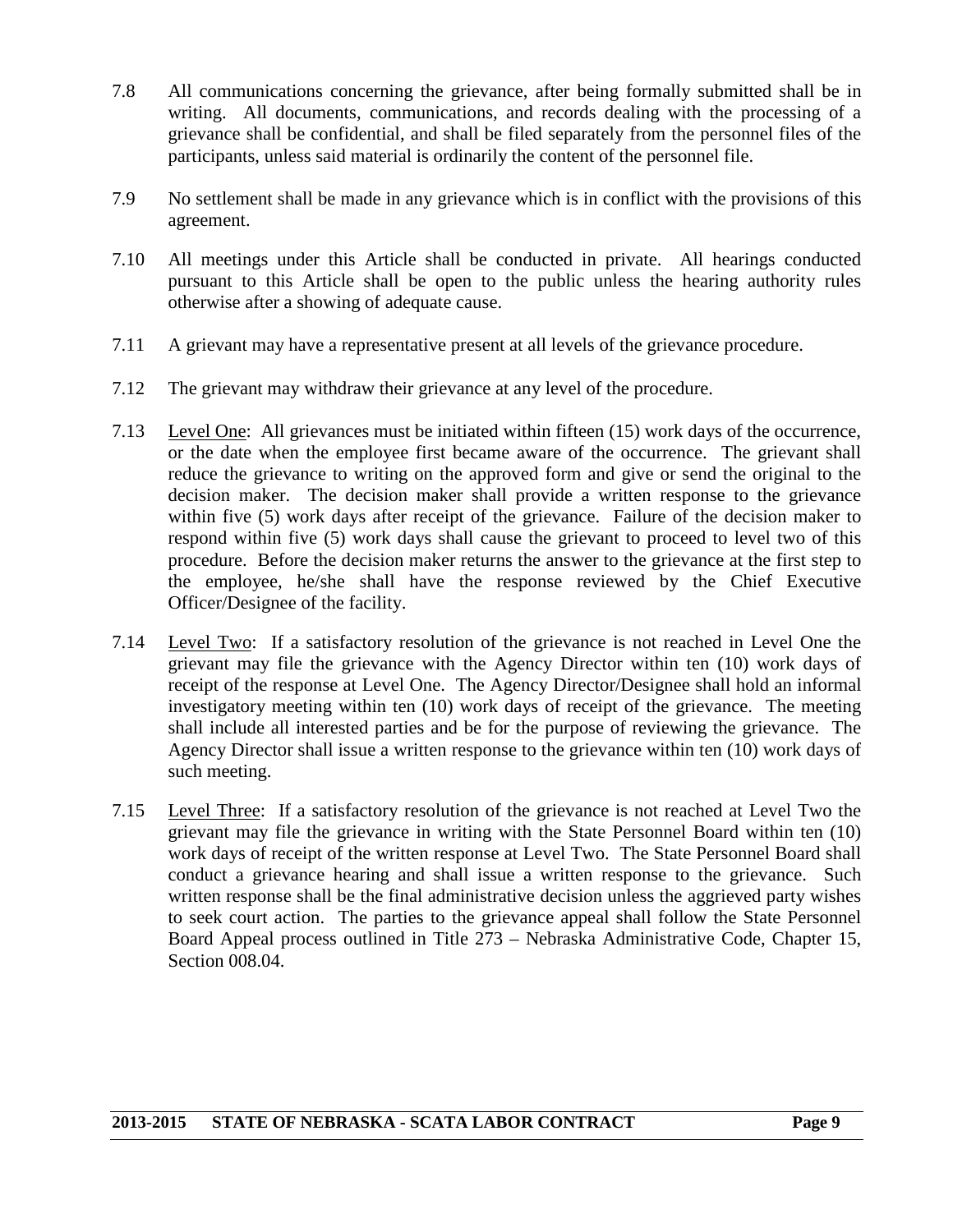7.8 All communications concerning the grievance, after being formally submitted shall be in writing. All documents, communications, and records dealing with the processing of a grievance shall be confidential, and shall be filed separately from the personnel files of the participants, unless said material is ordinarily the content of the personnel file.

7.9 No settlement shall be made in any grievance which is in conflict with the provisions of this agreement.

7.10 All meetings under this Article shall be conducted in private. All hearings conducted pursuant to this Article shall be open to the public unless the hearing authority rules otherwise after a showing of adequate cause.

7.11 A grievant may have a representative present at all levels of the grievance procedure.

7.12 The grievant may withdraw their grievance at any level of the procedure.

7.13 Level One: All grievances must be initiated within fifteen (15) work days of the occurrence, or the date when the employee first became aware of the occurrence. The grievant shall reduce the grievance to writing on the approved form and give or send the original to the decision maker. The decision maker shall provide a written response to the grievance within five (5) work days after receipt of the grievance. Failure of the decision maker to respond within five (5) work days shall cause the grievant to proceed to level two of this procedure. Before the decision maker returns the answer to the grievance at the first step to the employee, he/she shall have the response reviewed by the Chief Executive Officer/Designee of the facility.

7.14 Level Two: If a satisfactory resolution of the grievance is not reached in Level One the grievant may file the grievance with the Agency Director within ten (10) work days of receipt of the response at Level One. The Agency Director/Designee shall hold an informal investigatory meeting within ten (10) work days of receipt of the grievance. The meeting shall include all interested parties and be for the purpose of reviewing the grievance. The Agency Director shall issue a written response to the grievance within ten (10) work days of such meeting.

7.15 Level Three: If a satisfactory resolution of the grievance is not reached at Level Two the grievant may file the grievance in writing with the State Personnel Board within ten (10) work days of receipt of the written response at Level Two. The State Personnel Board shall conduct a grievance hearing and shall issue a written response to the grievance. Such written response shall be the final administrative decision unless the aggrieved party wishes to seek court action. The parties to the grievance appeal shall follow the State Personnel Board Appeal process outlined in Title 273 – Nebraska Administrative Code, Chapter 15, Section 008.04.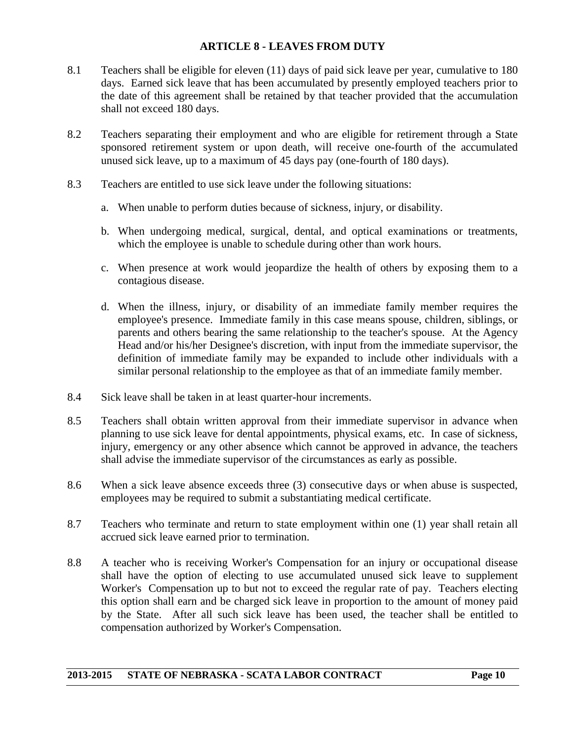## ARTICLE 8 - LEAVES FROM DUTY

8.1 Teachers shall be eligible for eleven (11) days of paid sick leave per year, cumulative to 180 days. Earned sick leave that has been accumulated by presently employed teachers prior to the date of this agreement shall be retained by that teacher provided that the accumulation shall not exceed 180 days.

8.2 Teachers separating their employment and who are eligible for retirement through a State sponsored retirement system or upon death, will receive one-fourth of the accumulated unused sick leave, up to a maximum of 45 days pay (one-fourth of 180 days).

8.3 Teachers are entitled to use sick leave under the following situations:

a. When unable to perform duties because of sickness, injury, or disability.

b. When undergoing medical, surgical, dental, and optical examinations or treatments, which the employee is unable to schedule during other than work hours.

c. When presence at work would jeopardize the health of others by exposing them to a contagious disease.

d. When the illness, injury, or disability of an immediate family member requires the employee's presence. Immediate family in this case means spouse, children, siblings, or parents and others bearing the same relationship to the teacher's spouse. At the Agency Head and/or his/her Designee's discretion, with input from the immediate supervisor, the definition of immediate family may be expanded to include other individuals with a similar personal relationship to the employee as that of an immediate family member.

8.4 Sick leave shall be taken in at least quarter-hour increments.

8.5 Teachers shall obtain written approval from their immediate supervisor in advance when planning to use sick leave for dental appointments, physical exams, etc. In case of sickness, injury, emergency or any other absence which cannot be approved in advance, the teachers shall advise the immediate supervisor of the circumstances as early as possible.

8.6 When a sick leave absence exceeds three (3) consecutive days or when abuse is suspected, employees may be required to submit a substantiating medical certificate.

8.7 Teachers who terminate and return to state employment within one (1) year shall retain all accrued sick leave earned prior to termination.

8.8 A teacher who is receiving Worker's Compensation for an injury or occupational disease shall have the option of electing to use accumulated unused sick leave to supplement Worker's Compensation up to but not to exceed the regular rate of pay. Teachers electing this option shall earn and be charged sick leave in proportion to the amount of money paid by the State. After all such sick leave has been used, the teacher shall be entitled to compensation authorized by Worker's Compensation.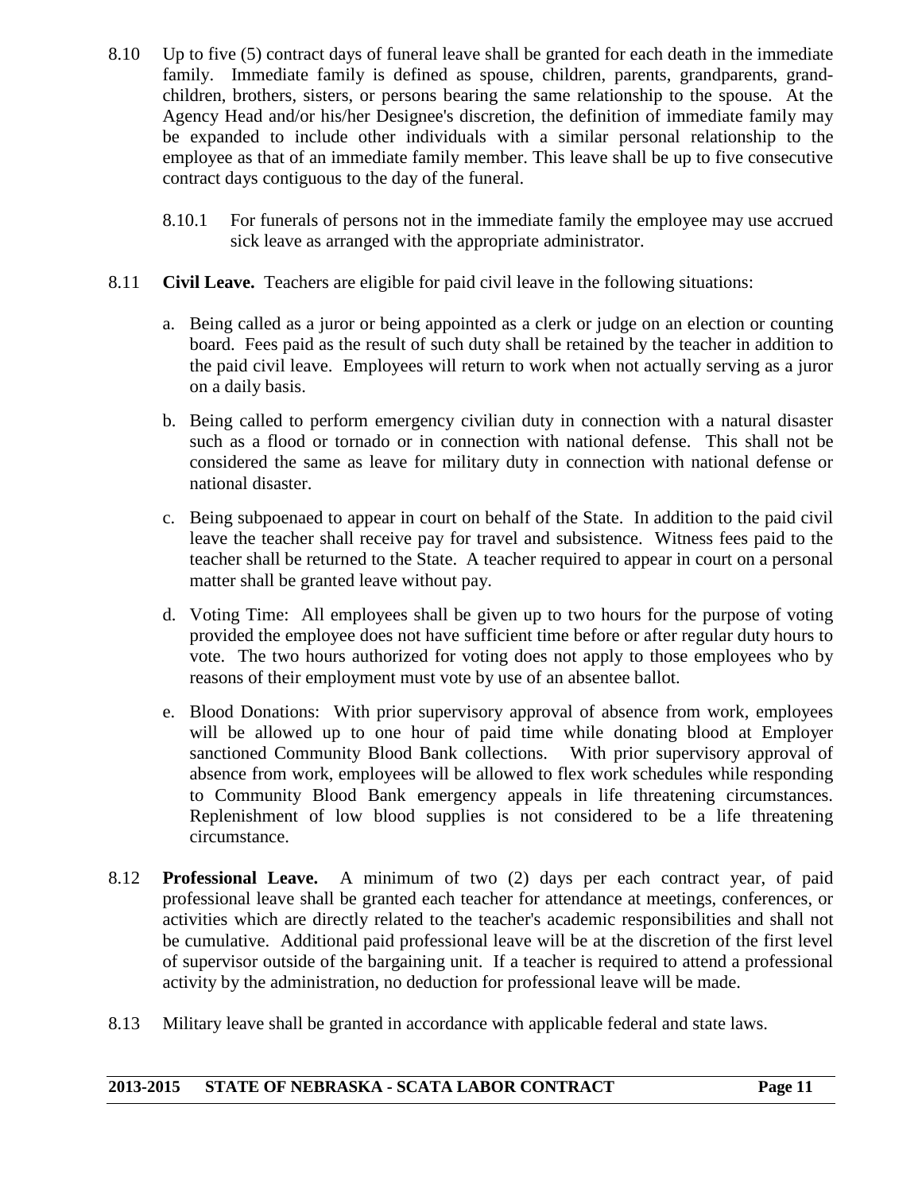8.10 Up to five (5) contract days of funeral leave shall be granted for each death in the immediate family. Immediate family is defined as spouse, children, parents, grandparents, grand-children, brothers, sisters, or persons bearing the same relationship to the spouse. At the Agency Head and/or his/her Designee's discretion, the definition of immediate family may be expanded to include other individuals with a similar personal relationship to the employee as that of an immediate family member. This leave shall be up to five consecutive contract days contiguous to the day of the funeral.

8.10.1 For funerals of persons not in the immediate family the employee may use accrued sick leave as arranged with the appropriate administrator.

8.11 **Civil Leave.** Teachers are eligible for paid civil leave in the following situations:

a. Being called as a juror or being appointed as a clerk or judge on an election or counting board. Fees paid as the result of such duty shall be retained by the teacher in addition to the paid civil leave. Employees will return to work when not actually serving as a juror on a daily basis.

b. Being called to perform emergency civilian duty in connection with a natural disaster such as a flood or tornado or in connection with national defense. This shall not be considered the same as leave for military duty in connection with national defense or national disaster.

c. Being subpoenaed to appear in court on behalf of the State. In addition to the paid civil leave the teacher shall receive pay for travel and subsistence. Witness fees paid to the teacher shall be returned to the State. A teacher required to appear in court on a personal matter shall be granted leave without pay.

d. Voting Time: All employees shall be given up to two hours for the purpose of voting provided the employee does not have sufficient time before or after regular duty hours to vote. The two hours authorized for voting does not apply to those employees who by reasons of their employment must vote by use of an absentee ballot.

e. Blood Donations: With prior supervisory approval of absence from work, employees will be allowed up to one hour of paid time while donating blood at Employer sanctioned Community Blood Bank collections. With prior supervisory approval of absence from work, employees will be allowed to flex work schedules while responding to Community Blood Bank emergency appeals in life threatening circumstances. Replenishment of low blood supplies is not considered to be a life threatening circumstance.

8.12 **Professional Leave.** A minimum of two (2) days per each contract year, of paid professional leave shall be granted each teacher for attendance at meetings, conferences, or activities which are directly related to the teacher's academic responsibilities and shall not be cumulative. Additional paid professional leave will be at the discretion of the first level of supervisor outside of the bargaining unit. If a teacher is required to attend a professional activity by the administration, no deduction for professional leave will be made.

8.13 Military leave shall be granted in accordance with applicable federal and state laws.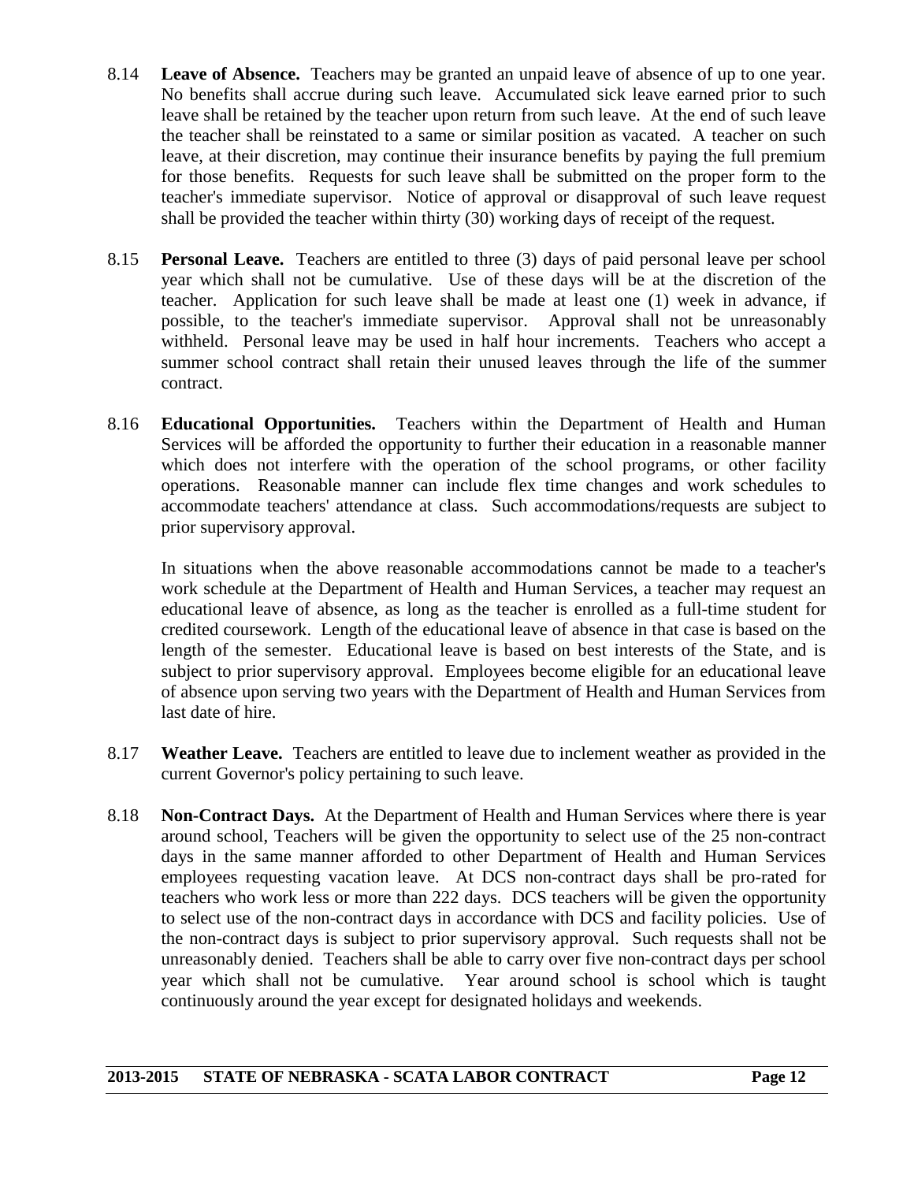8.14 **Leave of Absence.** Teachers may be granted an unpaid leave of absence of up to one year. No benefits shall accrue during such leave. Accumulated sick leave earned prior to such leave shall be retained by the teacher upon return from such leave. At the end of such leave the teacher shall be reinstated to a same or similar position as vacated. A teacher on such leave, at their discretion, may continue their insurance benefits by paying the full premium for those benefits. Requests for such leave shall be submitted on the proper form to the teacher's immediate supervisor. Notice of approval or disapproval of such leave request shall be provided the teacher within thirty (30) working days of receipt of the request.

8.15 **Personal Leave.** Teachers are entitled to three (3) days of paid personal leave per school year which shall not be cumulative. Use of these days will be at the discretion of the teacher. Application for such leave shall be made at least one (1) week in advance, if possible, to the teacher's immediate supervisor. Approval shall not be unreasonably withheld. Personal leave may be used in half hour increments. Teachers who accept a summer school contract shall retain their unused leaves through the life of the summer contract.

8.16 **Educational Opportunities.** Teachers within the Department of Health and Human Services will be afforded the opportunity to further their education in a reasonable manner which does not interfere with the operation of the school programs, or other facility operations. Reasonable manner can include flex time changes and work schedules to accommodate teachers' attendance at class. Such accommodations/requests are subject to prior supervisory approval.

In situations when the above reasonable accommodations cannot be made to a teacher's work schedule at the Department of Health and Human Services, a teacher may request an educational leave of absence, as long as the teacher is enrolled as a full-time student for credited coursework. Length of the educational leave of absence in that case is based on the length of the semester. Educational leave is based on best interests of the State, and is subject to prior supervisory approval. Employees become eligible for an educational leave of absence upon serving two years with the Department of Health and Human Services from last date of hire.

8.17 **Weather Leave.** Teachers are entitled to leave due to inclement weather as provided in the current Governor's policy pertaining to such leave.

8.18 **Non-Contract Days.** At the Department of Health and Human Services where there is year around school, Teachers will be given the opportunity to select use of the 25 non-contract days in the same manner afforded to other Department of Health and Human Services employees requesting vacation leave. At DCS non-contract days shall be pro-rated for teachers who work less or more than 222 days. DCS teachers will be given the opportunity to select use of the non-contract days in accordance with DCS and facility policies. Use of the non-contract days is subject to prior supervisory approval. Such requests shall not be unreasonably denied. Teachers shall be able to carry over five non-contract days per school year which shall not be cumulative. Year around school is school which is taught continuously around the year except for designated holidays and weekends.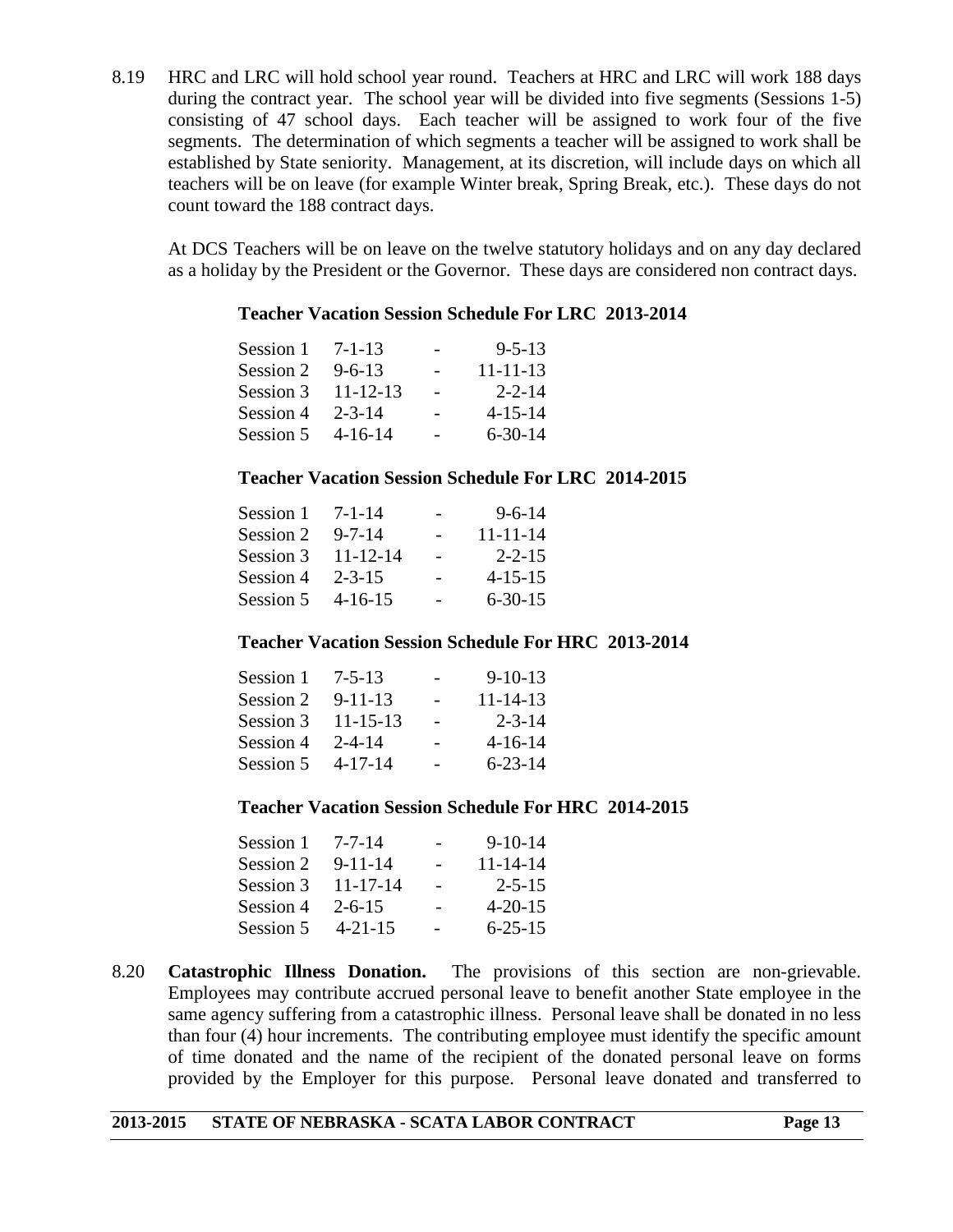8.19 HRC and LRC will hold school year round. Teachers at HRC and LRC will work 188 days during the contract year. The school year will be divided into five segments (Sessions 1-5) consisting of 47 school days. Each teacher will be assigned to work four of the five segments. The determination of which segments a teacher will be assigned to work shall be established by State seniority. Management, at its discretion, will include days on which all teachers will be on leave (for example Winter break, Spring Break, etc.). These days do not count toward the 188 contract days.

At DCS Teachers will be on leave on the twelve statutory holidays and on any day declared as a holiday by the President or the Governor. These days are considered non contract days.

**Teacher Vacation Session Schedule For LRC 2013-2014**

| | | | |
|---|---|---|---|
| Session 1 | 7-1-13 | - | 9-5-13 |
| Session 2 | 9-6-13 | - | 11-11-13 |
| Session 3 | 11-12-13 | - | 2-2-14 |
| Session 4 | 2-3-14 | - | 4-15-14 |
| Session 5 | 4-16-14 | - | 6-30-14 |

**Teacher Vacation Session Schedule For LRC 2014-2015**

| | | | |
|---|---|---|---|
| Session 1 | 7-1-14 | - | 9-6-14 |
| Session 2 | 9-7-14 | - | 11-11-14 |
| Session 3 | 11-12-14 | - | 2-2-15 |
| Session 4 | 2-3-15 | - | 4-15-15 |
| Session 5 | 4-16-15 | - | 6-30-15 |

**Teacher Vacation Session Schedule For HRC 2013-2014**

| | | | |
|---|---|---|---|
| Session 1 | 7-5-13 | - | 9-10-13 |
| Session 2 | 9-11-13 | - | 11-14-13 |
| Session 3 | 11-15-13 | - | 2-3-14 |
| Session 4 | 2-4-14 | - | 4-16-14 |
| Session 5 | 4-17-14 | - | 6-23-14 |

**Teacher Vacation Session Schedule For HRC 2014-2015**

| | | | |
|---|---|---|---|
| Session 1 | 7-7-14 | - | 9-10-14 |
| Session 2 | 9-11-14 | - | 11-14-14 |
| Session 3 | 11-17-14 | - | 2-5-15 |
| Session 4 | 2-6-15 | - | 4-20-15 |
| Session 5 | 4-21-15 | - | 6-25-15 |

8.20 **Catastrophic Illness Donation.** The provisions of this section are non-grievable. Employees may contribute accrued personal leave to benefit another State employee in the same agency suffering from a catastrophic illness. Personal leave shall be donated in no less than four (4) hour increments. The contributing employee must identify the specific amount of time donated and the name of the recipient of the donated personal leave on forms provided by the Employer for this purpose. Personal leave donated and transferred to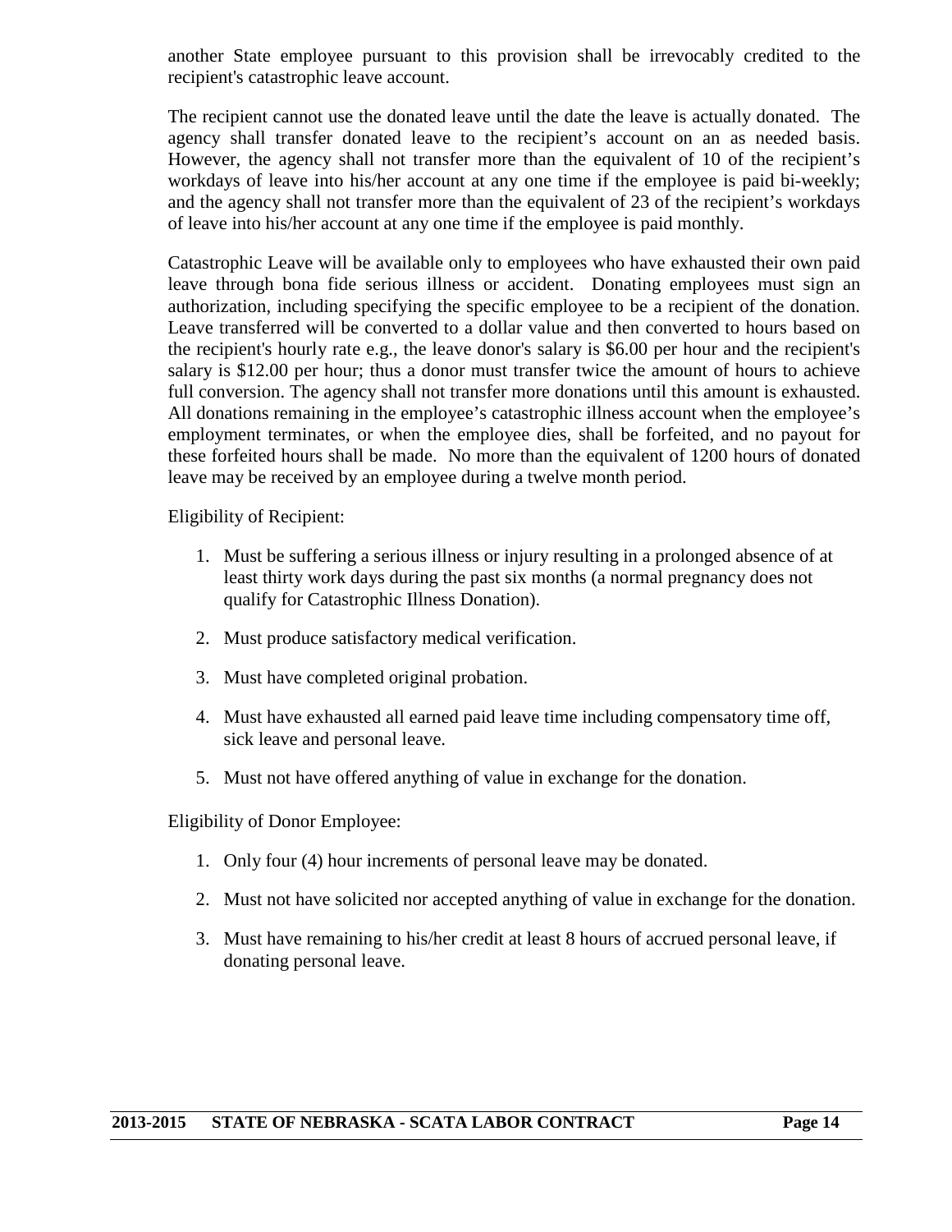another State employee pursuant to this provision shall be irrevocably credited to the recipient's catastrophic leave account.

The recipient cannot use the donated leave until the date the leave is actually donated. The agency shall transfer donated leave to the recipient's account on an as needed basis. However, the agency shall not transfer more than the equivalent of 10 of the recipient's workdays of leave into his/her account at any one time if the employee is paid bi-weekly; and the agency shall not transfer more than the equivalent of 23 of the recipient's workdays of leave into his/her account at any one time if the employee is paid monthly.

Catastrophic Leave will be available only to employees who have exhausted their own paid leave through bona fide serious illness or accident. Donating employees must sign an authorization, including specifying the specific employee to be a recipient of the donation. Leave transferred will be converted to a dollar value and then converted to hours based on the recipient's hourly rate e.g., the leave donor's salary is $6.00 per hour and the recipient's salary is $12.00 per hour; thus a donor must transfer twice the amount of hours to achieve full conversion. The agency shall not transfer more donations until this amount is exhausted. All donations remaining in the employee's catastrophic illness account when the employee's employment terminates, or when the employee dies, shall be forfeited, and no payout for these forfeited hours shall be made. No more than the equivalent of 1200 hours of donated leave may be received by an employee during a twelve month period.

Eligibility of Recipient:

1. Must be suffering a serious illness or injury resulting in a prolonged absence of at least thirty work days during the past six months (a normal pregnancy does not qualify for Catastrophic Illness Donation).
2. Must produce satisfactory medical verification.
3. Must have completed original probation.
4. Must have exhausted all earned paid leave time including compensatory time off, sick leave and personal leave.
5. Must not have offered anything of value in exchange for the donation.

Eligibility of Donor Employee:

1. Only four (4) hour increments of personal leave may be donated.
2. Must not have solicited nor accepted anything of value in exchange for the donation.
3. Must have remaining to his/her credit at least 8 hours of accrued personal leave, if donating personal leave.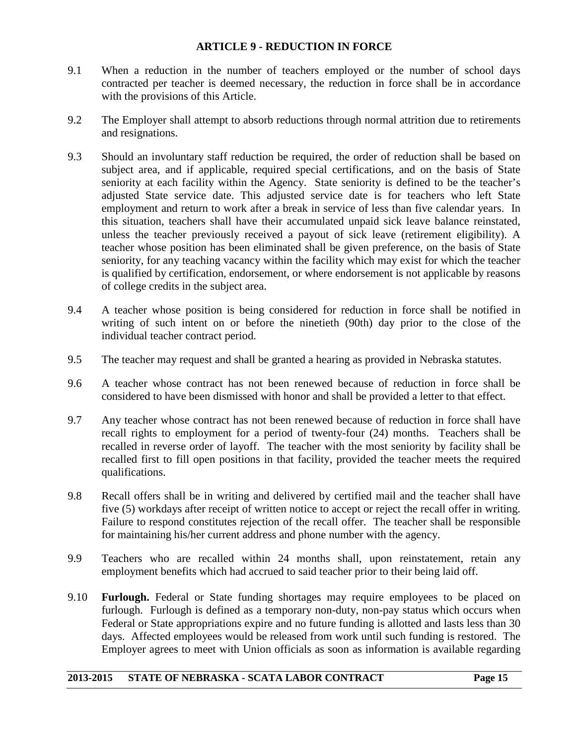## ARTICLE 9 - REDUCTION IN FORCE

9.1 When a reduction in the number of teachers employed or the number of school days contracted per teacher is deemed necessary, the reduction in force shall be in accordance with the provisions of this Article.

9.2 The Employer shall attempt to absorb reductions through normal attrition due to retirements and resignations.

9.3 Should an involuntary staff reduction be required, the order of reduction shall be based on subject area, and if applicable, required special certifications, and on the basis of State seniority at each facility within the Agency. State seniority is defined to be the teacher's adjusted State service date. This adjusted service date is for teachers who left State employment and return to work after a break in service of less than five calendar years. In this situation, teachers shall have their accumulated unpaid sick leave balance reinstated, unless the teacher previously received a payout of sick leave (retirement eligibility). A teacher whose position has been eliminated shall be given preference, on the basis of State seniority, for any teaching vacancy within the facility which may exist for which the teacher is qualified by certification, endorsement, or where endorsement is not applicable by reasons of college credits in the subject area.

9.4 A teacher whose position is being considered for reduction in force shall be notified in writing of such intent on or before the ninetieth (90th) day prior to the close of the individual teacher contract period.

9.5 The teacher may request and shall be granted a hearing as provided in Nebraska statutes.

9.6 A teacher whose contract has not been renewed because of reduction in force shall be considered to have been dismissed with honor and shall be provided a letter to that effect.

9.7 Any teacher whose contract has not been renewed because of reduction in force shall have recall rights to employment for a period of twenty-four (24) months. Teachers shall be recalled in reverse order of layoff. The teacher with the most seniority by facility shall be recalled first to fill open positions in that facility, provided the teacher meets the required qualifications.

9.8 Recall offers shall be in writing and delivered by certified mail and the teacher shall have five (5) workdays after receipt of written notice to accept or reject the recall offer in writing. Failure to respond constitutes rejection of the recall offer. The teacher shall be responsible for maintaining his/her current address and phone number with the agency.

9.9 Teachers who are recalled within 24 months shall, upon reinstatement, retain any employment benefits which had accrued to said teacher prior to their being laid off.

9.10 **Furlough.** Federal or State funding shortages may require employees to be placed on furlough. Furlough is defined as a temporary non-duty, non-pay status which occurs when Federal or State appropriations expire and no future funding is allotted and lasts less than 30 days. Affected employees would be released from work until such funding is restored. The Employer agrees to meet with Union officials as soon as information is available regarding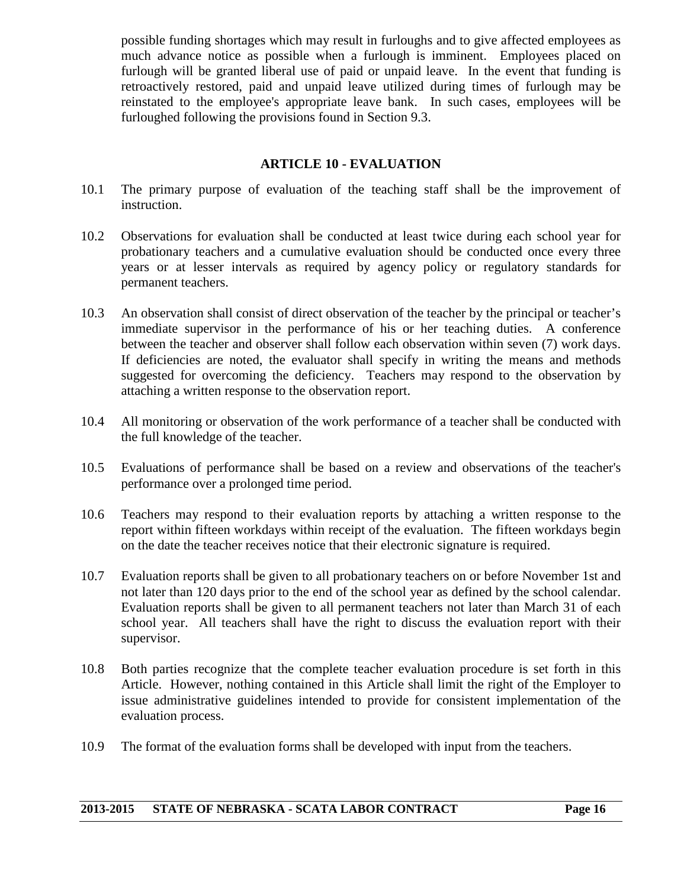possible funding shortages which may result in furloughs and to give affected employees as much advance notice as possible when a furlough is imminent. Employees placed on furlough will be granted liberal use of paid or unpaid leave. In the event that funding is retroactively restored, paid and unpaid leave utilized during times of furlough may be reinstated to the employee's appropriate leave bank. In such cases, employees will be furloughed following the provisions found in Section 9.3.

## ARTICLE 10 - EVALUATION

10.1 The primary purpose of evaluation of the teaching staff shall be the improvement of instruction.

10.2 Observations for evaluation shall be conducted at least twice during each school year for probationary teachers and a cumulative evaluation should be conducted once every three years or at lesser intervals as required by agency policy or regulatory standards for permanent teachers.

10.3 An observation shall consist of direct observation of the teacher by the principal or teacher's immediate supervisor in the performance of his or her teaching duties. A conference between the teacher and observer shall follow each observation within seven (7) work days. If deficiencies are noted, the evaluator shall specify in writing the means and methods suggested for overcoming the deficiency. Teachers may respond to the observation by attaching a written response to the observation report.

10.4 All monitoring or observation of the work performance of a teacher shall be conducted with the full knowledge of the teacher.

10.5 Evaluations of performance shall be based on a review and observations of the teacher's performance over a prolonged time period.

10.6 Teachers may respond to their evaluation reports by attaching a written response to the report within fifteen workdays within receipt of the evaluation. The fifteen workdays begin on the date the teacher receives notice that their electronic signature is required.

10.7 Evaluation reports shall be given to all probationary teachers on or before November 1st and not later than 120 days prior to the end of the school year as defined by the school calendar. Evaluation reports shall be given to all permanent teachers not later than March 31 of each school year. All teachers shall have the right to discuss the evaluation report with their supervisor.

10.8 Both parties recognize that the complete teacher evaluation procedure is set forth in this Article. However, nothing contained in this Article shall limit the right of the Employer to issue administrative guidelines intended to provide for consistent implementation of the evaluation process.

10.9 The format of the evaluation forms shall be developed with input from the teachers.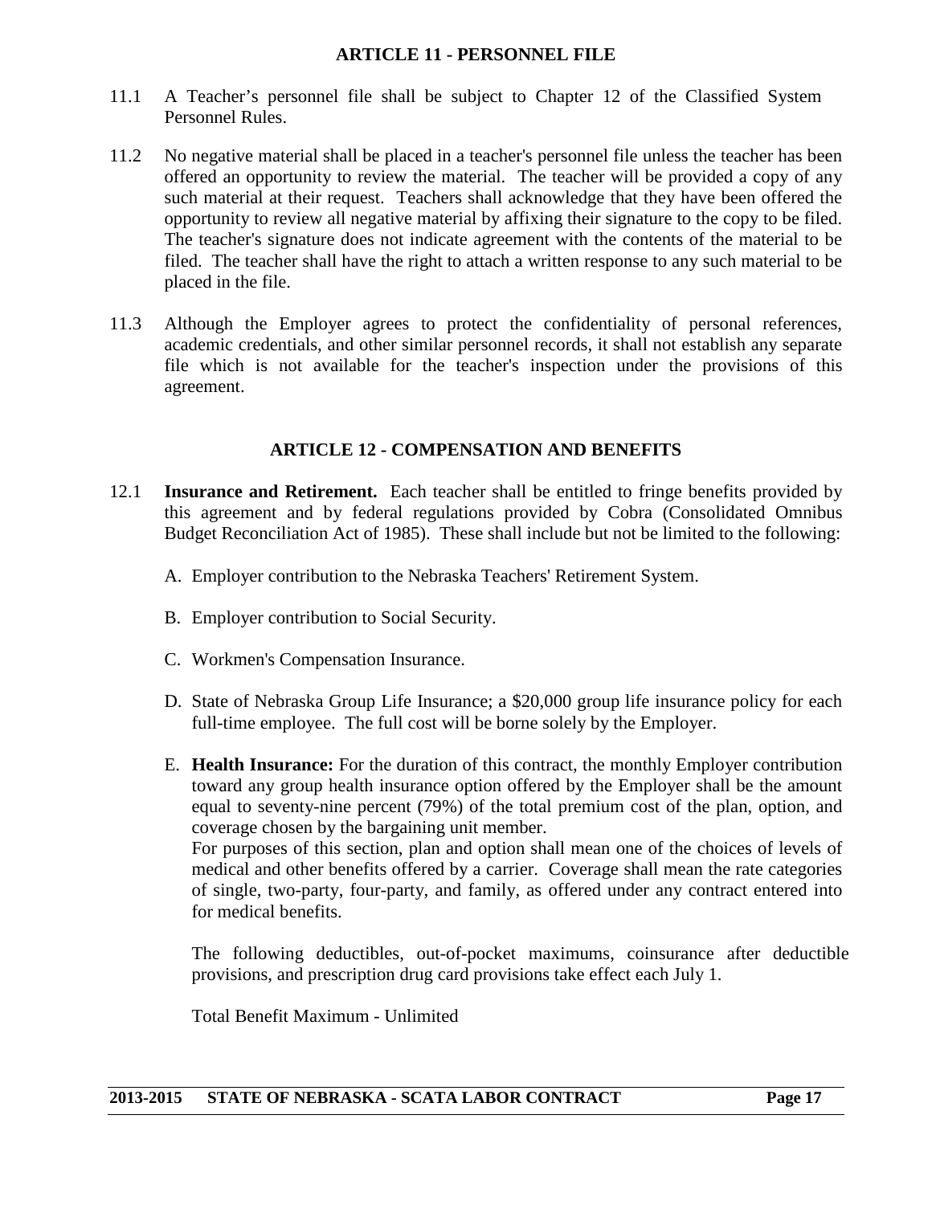## ARTICLE 11 - PERSONNEL FILE

11.1 A Teacher's personnel file shall be subject to Chapter 12 of the Classified System Personnel Rules.

11.2 No negative material shall be placed in a teacher's personnel file unless the teacher has been offered an opportunity to review the material. The teacher will be provided a copy of any such material at their request. Teachers shall acknowledge that they have been offered the opportunity to review all negative material by affixing their signature to the copy to be filed. The teacher's signature does not indicate agreement with the contents of the material to be filed. The teacher shall have the right to attach a written response to any such material to be placed in the file.

11.3 Although the Employer agrees to protect the confidentiality of personal references, academic credentials, and other similar personnel records, it shall not establish any separate file which is not available for the teacher's inspection under the provisions of this agreement.

## ARTICLE 12 - COMPENSATION AND BENEFITS

12.1 **Insurance and Retirement.** Each teacher shall be entitled to fringe benefits provided by this agreement and by federal regulations provided by Cobra (Consolidated Omnibus Budget Reconciliation Act of 1985). These shall include but not be limited to the following:

A. Employer contribution to the Nebraska Teachers' Retirement System.

B. Employer contribution to Social Security.

C. Workmen's Compensation Insurance.

D. State of Nebraska Group Life Insurance; a $20,000 group life insurance policy for each full-time employee. The full cost will be borne solely by the Employer.

E. **Health Insurance:** For the duration of this contract, the monthly Employer contribution toward any group health insurance option offered by the Employer shall be the amount equal to seventy-nine percent (79%) of the total premium cost of the plan, option, and coverage chosen by the bargaining unit member.
For purposes of this section, plan and option shall mean one of the choices of levels of medical and other benefits offered by a carrier. Coverage shall mean the rate categories of single, two-party, four-party, and family, as offered under any contract entered into for medical benefits.

The following deductibles, out-of-pocket maximums, coinsurance after deductible provisions, and prescription drug card provisions take effect each July 1.

Total Benefit Maximum - Unlimited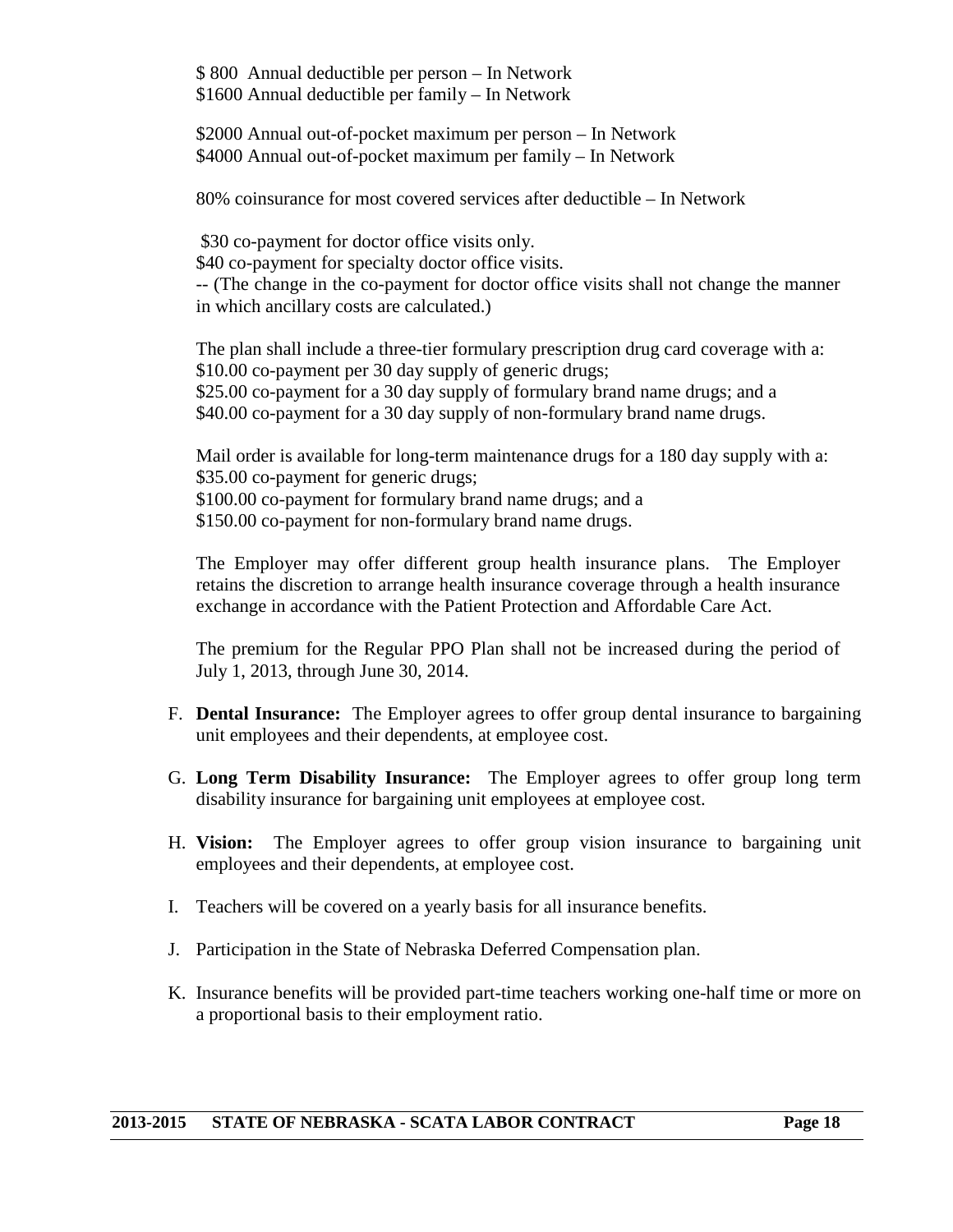$ 800  Annual deductible per person – In Network
$1600 Annual deductible per family – In Network

$2000 Annual out-of-pocket maximum per person – In Network
$4000 Annual out-of-pocket maximum per family – In Network

80% coinsurance for most covered services after deductible – In Network

$30 co-payment for doctor office visits only.
$40 co-payment for specialty doctor office visits.
-- (The change in the co-payment for doctor office visits shall not change the manner in which ancillary costs are calculated.)

The plan shall include a three-tier formulary prescription drug card coverage with a:
$10.00 co-payment per 30 day supply of generic drugs;
$25.00 co-payment for a 30 day supply of formulary brand name drugs; and a
$40.00 co-payment for a 30 day supply of non-formulary brand name drugs.

Mail order is available for long-term maintenance drugs for a 180 day supply with a:
$35.00 co-payment for generic drugs;
$100.00 co-payment for formulary brand name drugs; and a
$150.00 co-payment for non-formulary brand name drugs.

The Employer may offer different group health insurance plans. The Employer retains the discretion to arrange health insurance coverage through a health insurance exchange in accordance with the Patient Protection and Affordable Care Act.

The premium for the Regular PPO Plan shall not be increased during the period of July 1, 2013, through June 30, 2014.

F. **Dental Insurance:** The Employer agrees to offer group dental insurance to bargaining unit employees and their dependents, at employee cost.

G. **Long Term Disability Insurance:** The Employer agrees to offer group long term disability insurance for bargaining unit employees at employee cost.

H. **Vision:** The Employer agrees to offer group vision insurance to bargaining unit employees and their dependents, at employee cost.

I. Teachers will be covered on a yearly basis for all insurance benefits.

J. Participation in the State of Nebraska Deferred Compensation plan.

K. Insurance benefits will be provided part-time teachers working one-half time or more on a proportional basis to their employment ratio.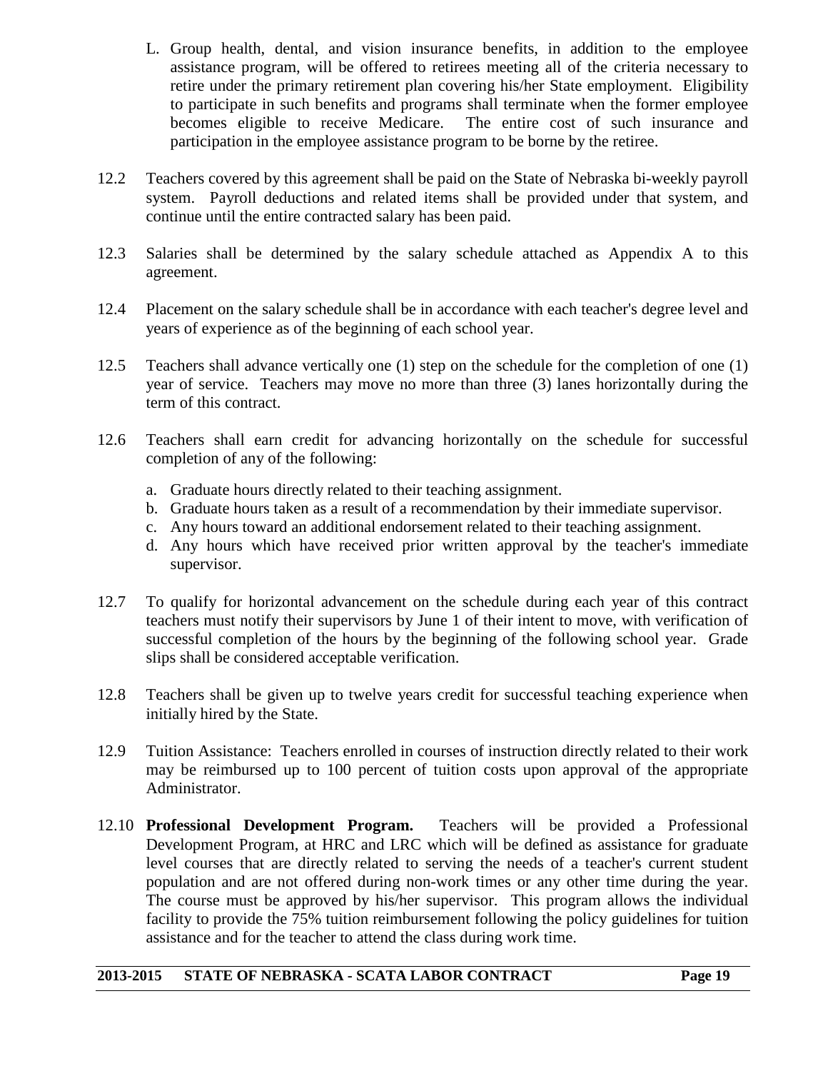L. Group health, dental, and vision insurance benefits, in addition to the employee assistance program, will be offered to retirees meeting all of the criteria necessary to retire under the primary retirement plan covering his/her State employment. Eligibility to participate in such benefits and programs shall terminate when the former employee becomes eligible to receive Medicare. The entire cost of such insurance and participation in the employee assistance program to be borne by the retiree.

12.2 Teachers covered by this agreement shall be paid on the State of Nebraska bi-weekly payroll system. Payroll deductions and related items shall be provided under that system, and continue until the entire contracted salary has been paid.

12.3 Salaries shall be determined by the salary schedule attached as Appendix A to this agreement.

12.4 Placement on the salary schedule shall be in accordance with each teacher's degree level and years of experience as of the beginning of each school year.

12.5 Teachers shall advance vertically one (1) step on the schedule for the completion of one (1) year of service. Teachers may move no more than three (3) lanes horizontally during the term of this contract.

12.6 Teachers shall earn credit for advancing horizontally on the schedule for successful completion of any of the following:

a. Graduate hours directly related to their teaching assignment.
b. Graduate hours taken as a result of a recommendation by their immediate supervisor.
c. Any hours toward an additional endorsement related to their teaching assignment.
d. Any hours which have received prior written approval by the teacher's immediate supervisor.

12.7 To qualify for horizontal advancement on the schedule during each year of this contract teachers must notify their supervisors by June 1 of their intent to move, with verification of successful completion of the hours by the beginning of the following school year. Grade slips shall be considered acceptable verification.

12.8 Teachers shall be given up to twelve years credit for successful teaching experience when initially hired by the State.

12.9 Tuition Assistance: Teachers enrolled in courses of instruction directly related to their work may be reimbursed up to 100 percent of tuition costs upon approval of the appropriate Administrator.

12.10 **Professional Development Program.** Teachers will be provided a Professional Development Program, at HRC and LRC which will be defined as assistance for graduate level courses that are directly related to serving the needs of a teacher's current student population and are not offered during non-work times or any other time during the year. The course must be approved by his/her supervisor. This program allows the individual facility to provide the 75% tuition reimbursement following the policy guidelines for tuition assistance and for the teacher to attend the class during work time.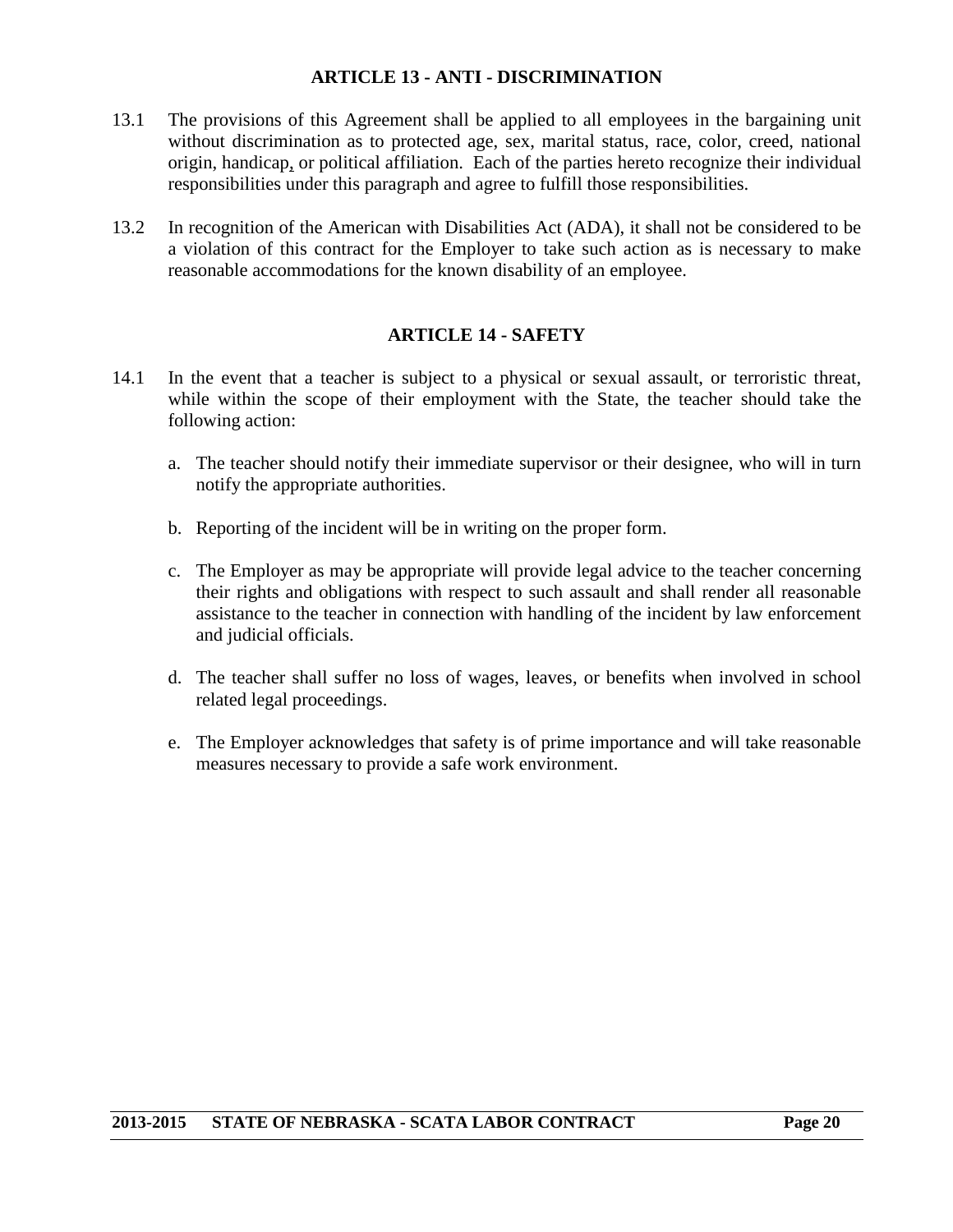## ARTICLE 13 - ANTI - DISCRIMINATION

13.1 The provisions of this Agreement shall be applied to all employees in the bargaining unit without discrimination as to protected age, sex, marital status, race, color, creed, national origin, handicap, or political affiliation. Each of the parties hereto recognize their individual responsibilities under this paragraph and agree to fulfill those responsibilities.

13.2 In recognition of the American with Disabilities Act (ADA), it shall not be considered to be a violation of this contract for the Employer to take such action as is necessary to make reasonable accommodations for the known disability of an employee.

## ARTICLE 14 - SAFETY

14.1 In the event that a teacher is subject to a physical or sexual assault, or terroristic threat, while within the scope of their employment with the State, the teacher should take the following action:

a. The teacher should notify their immediate supervisor or their designee, who will in turn notify the appropriate authorities.

b. Reporting of the incident will be in writing on the proper form.

c. The Employer as may be appropriate will provide legal advice to the teacher concerning their rights and obligations with respect to such assault and shall render all reasonable assistance to the teacher in connection with handling of the incident by law enforcement and judicial officials.

d. The teacher shall suffer no loss of wages, leaves, or benefits when involved in school related legal proceedings.

e. The Employer acknowledges that safety is of prime importance and will take reasonable measures necessary to provide a safe work environment.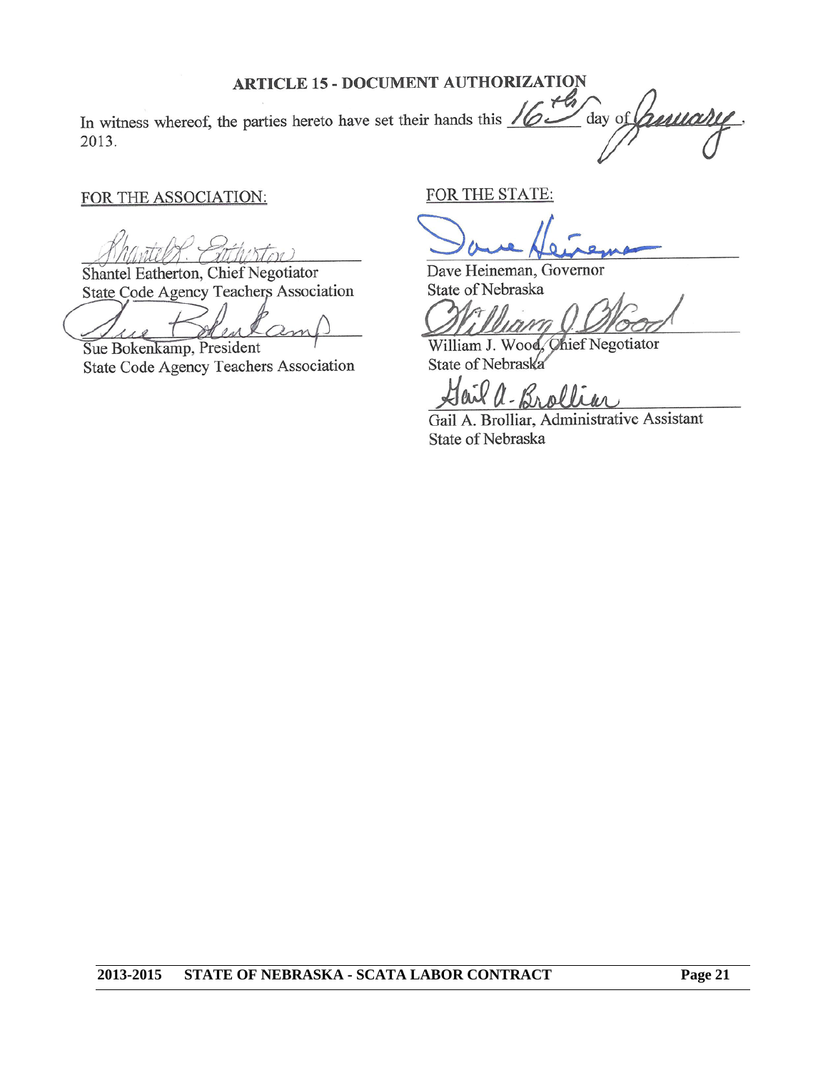## ARTICLE 15 - DOCUMENT AUTHORIZATION

In witness whereof, the parties hereto have set their hands this 16th day of January, 2013.

FOR THE ASSOCIATION:

Shantel Eatherton, Chief Negotiator
State Code Agency Teachers Association

Sue Bokenkamp, President
State Code Agency Teachers Association

FOR THE STATE:

Dave Heineman, Governor
State of Nebraska

William J. Wood, Chief Negotiator
State of Nebraska

Gail A. Brolliar, Administrative Assistant
State of Nebraska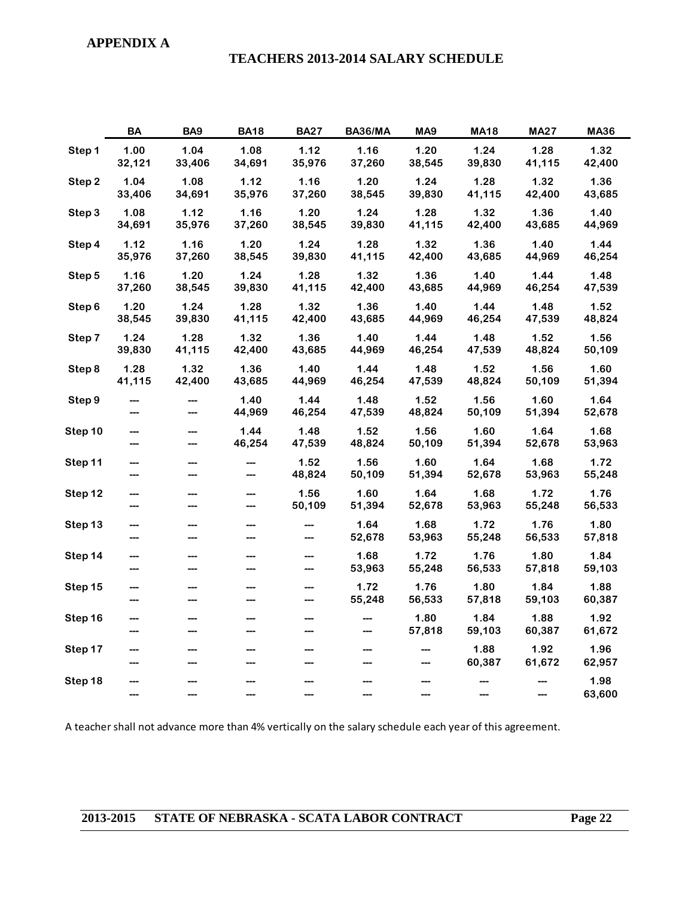**APPENDIX A**

## TEACHERS 2013-2014 SALARY SCHEDULE

| | BA | BA9 | BA18 | BA27 | BA36/MA | MA9 | MA18 | MA27 | MA36 |
|---|---|---|---|---|---|---|---|---|---|
| Step 1 | 1.00<br>32,121 | 1.04<br>33,406 | 1.08<br>34,691 | 1.12<br>35,976 | 1.16<br>37,260 | 1.20<br>38,545 | 1.24<br>39,830 | 1.28<br>41,115 | 1.32<br>42,400 |
| Step 2 | 1.04<br>33,406 | 1.08<br>34,691 | 1.12<br>35,976 | 1.16<br>37,260 | 1.20<br>38,545 | 1.24<br>39,830 | 1.28<br>41,115 | 1.32<br>42,400 | 1.36<br>43,685 |
| Step 3 | 1.08<br>34,691 | 1.12<br>35,976 | 1.16<br>37,260 | 1.20<br>38,545 | 1.24<br>39,830 | 1.28<br>41,115 | 1.32<br>42,400 | 1.36<br>43,685 | 1.40<br>44,969 |
| Step 4 | 1.12<br>35,976 | 1.16<br>37,260 | 1.20<br>38,545 | 1.24<br>39,830 | 1.28<br>41,115 | 1.32<br>42,400 | 1.36<br>43,685 | 1.40<br>44,969 | 1.44<br>46,254 |
| Step 5 | 1.16<br>37,260 | 1.20<br>38,545 | 1.24<br>39,830 | 1.28<br>41,115 | 1.32<br>42,400 | 1.36<br>43,685 | 1.40<br>44,969 | 1.44<br>46,254 | 1.48<br>47,539 |
| Step 6 | 1.20<br>38,545 | 1.24<br>39,830 | 1.28<br>41,115 | 1.32<br>42,400 | 1.36<br>43,685 | 1.40<br>44,969 | 1.44<br>46,254 | 1.48<br>47,539 | 1.52<br>48,824 |
| Step 7 | 1.24<br>39,830 | 1.28<br>41,115 | 1.32<br>42,400 | 1.36<br>43,685 | 1.40<br>44,969 | 1.44<br>46,254 | 1.48<br>47,539 | 1.52<br>48,824 | 1.56<br>50,109 |
| Step 8 | 1.28<br>41,115 | 1.32<br>42,400 | 1.36<br>43,685 | 1.40<br>44,969 | 1.44<br>46,254 | 1.48<br>47,539 | 1.52<br>48,824 | 1.56<br>50,109 | 1.60<br>51,394 |
| Step 9 | ---<br>--- | ---<br>--- | 1.40<br>44,969 | 1.44<br>46,254 | 1.48<br>47,539 | 1.52<br>48,824 | 1.56<br>50,109 | 1.60<br>51,394 | 1.64<br>52,678 |
| Step 10 | ---<br>--- | ---<br>--- | 1.44<br>46,254 | 1.48<br>47,539 | 1.52<br>48,824 | 1.56<br>50,109 | 1.60<br>51,394 | 1.64<br>52,678 | 1.68<br>53,963 |
| Step 11 | ---<br>--- | ---<br>--- | ---<br>--- | 1.52<br>48,824 | 1.56<br>50,109 | 1.60<br>51,394 | 1.64<br>52,678 | 1.68<br>53,963 | 1.72<br>55,248 |
| Step 12 | ---<br>--- | ---<br>--- | ---<br>--- | 1.56<br>50,109 | 1.60<br>51,394 | 1.64<br>52,678 | 1.68<br>53,963 | 1.72<br>55,248 | 1.76<br>56,533 |
| Step 13 | ---<br>--- | ---<br>--- | ---<br>--- | ---<br>--- | 1.64<br>52,678 | 1.68<br>53,963 | 1.72<br>55,248 | 1.76<br>56,533 | 1.80<br>57,818 |
| Step 14 | ---<br>--- | ---<br>--- | ---<br>--- | ---<br>--- | 1.68<br>53,963 | 1.72<br>55,248 | 1.76<br>56,533 | 1.80<br>57,818 | 1.84<br>59,103 |
| Step 15 | ---<br>--- | ---<br>--- | ---<br>--- | ---<br>--- | 1.72<br>55,248 | 1.76<br>56,533 | 1.80<br>57,818 | 1.84<br>59,103 | 1.88<br>60,387 |
| Step 16 | ---<br>--- | ---<br>--- | ---<br>--- | ---<br>--- | ---<br>--- | 1.80<br>57,818 | 1.84<br>59,103 | 1.88<br>60,387 | 1.92<br>61,672 |
| Step 17 | ---<br>--- | ---<br>--- | ---<br>--- | ---<br>--- | ---<br>--- | ---<br>--- | 1.88<br>60,387 | 1.92<br>61,672 | 1.96<br>62,957 |
| Step 18 | ---<br>--- | ---<br>--- | ---<br>--- | ---<br>--- | ---<br>--- | ---<br>--- | ---<br>--- | ---<br>--- | 1.98<br>63,600 |

A teacher shall not advance more than 4% vertically on the salary schedule each year of this agreement.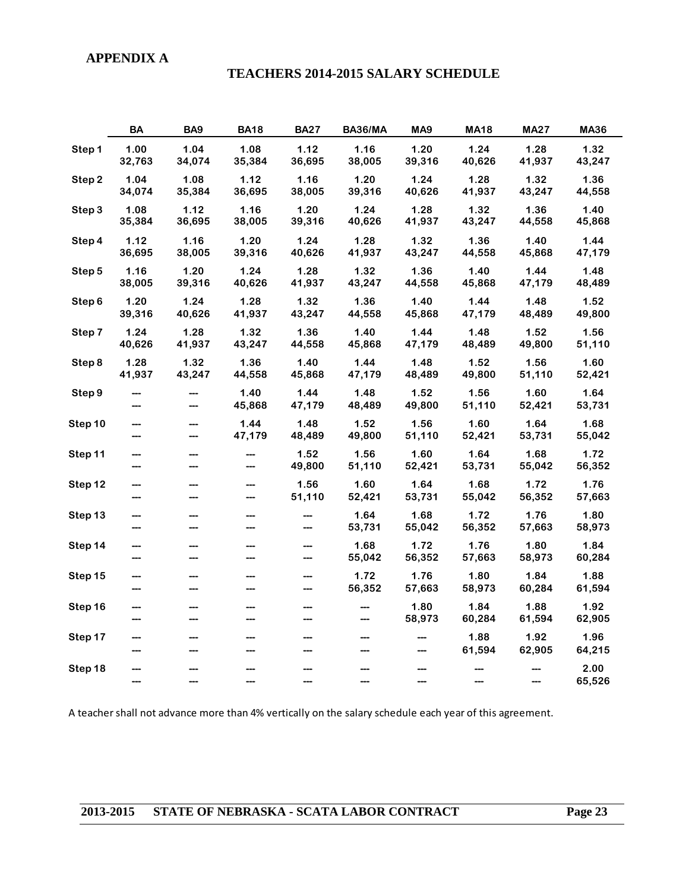**APPENDIX A**

## TEACHERS 2014-2015 SALARY SCHEDULE

| | BA | BA9 | BA18 | BA27 | BA36/MA | MA9 | MA18 | MA27 | MA36 |
|---|---|---|---|---|---|---|---|---|---|
| Step 1 | 1.00<br>32,763 | 1.04<br>34,074 | 1.08<br>35,384 | 1.12<br>36,695 | 1.16<br>38,005 | 1.20<br>39,316 | 1.24<br>40,626 | 1.28<br>41,937 | 1.32<br>43,247 |
| Step 2 | 1.04<br>34,074 | 1.08<br>35,384 | 1.12<br>36,695 | 1.16<br>38,005 | 1.20<br>39,316 | 1.24<br>40,626 | 1.28<br>41,937 | 1.32<br>43,247 | 1.36<br>44,558 |
| Step 3 | 1.08<br>35,384 | 1.12<br>36,695 | 1.16<br>38,005 | 1.20<br>39,316 | 1.24<br>40,626 | 1.28<br>41,937 | 1.32<br>43,247 | 1.36<br>44,558 | 1.40<br>45,868 |
| Step 4 | 1.12<br>36,695 | 1.16<br>38,005 | 1.20<br>39,316 | 1.24<br>40,626 | 1.28<br>41,937 | 1.32<br>43,247 | 1.36<br>44,558 | 1.40<br>45,868 | 1.44<br>47,179 |
| Step 5 | 1.16<br>38,005 | 1.20<br>39,316 | 1.24<br>40,626 | 1.28<br>41,937 | 1.32<br>43,247 | 1.36<br>44,558 | 1.40<br>45,868 | 1.44<br>47,179 | 1.48<br>48,489 |
| Step 6 | 1.20<br>39,316 | 1.24<br>40,626 | 1.28<br>41,937 | 1.32<br>43,247 | 1.36<br>44,558 | 1.40<br>45,868 | 1.44<br>47,179 | 1.48<br>48,489 | 1.52<br>49,800 |
| Step 7 | 1.24<br>40,626 | 1.28<br>41,937 | 1.32<br>43,247 | 1.36<br>44,558 | 1.40<br>45,868 | 1.44<br>47,179 | 1.48<br>48,489 | 1.52<br>49,800 | 1.56<br>51,110 |
| Step 8 | 1.28<br>41,937 | 1.32<br>43,247 | 1.36<br>44,558 | 1.40<br>45,868 | 1.44<br>47,179 | 1.48<br>48,489 | 1.52<br>49,800 | 1.56<br>51,110 | 1.60<br>52,421 |
| Step 9 | ---<br>--- | ---<br>--- | 1.40<br>45,868 | 1.44<br>47,179 | 1.48<br>48,489 | 1.52<br>49,800 | 1.56<br>51,110 | 1.60<br>52,421 | 1.64<br>53,731 |
| Step 10 | ---<br>--- | ---<br>--- | 1.44<br>47,179 | 1.48<br>48,489 | 1.52<br>49,800 | 1.56<br>51,110 | 1.60<br>52,421 | 1.64<br>53,731 | 1.68<br>55,042 |
| Step 11 | ---<br>--- | ---<br>--- | ---<br>--- | 1.52<br>49,800 | 1.56<br>51,110 | 1.60<br>52,421 | 1.64<br>53,731 | 1.68<br>55,042 | 1.72<br>56,352 |
| Step 12 | ---<br>--- | ---<br>--- | ---<br>--- | 1.56<br>51,110 | 1.60<br>52,421 | 1.64<br>53,731 | 1.68<br>55,042 | 1.72<br>56,352 | 1.76<br>57,663 |
| Step 13 | ---<br>--- | ---<br>--- | ---<br>--- | ---<br>--- | 1.64<br>53,731 | 1.68<br>55,042 | 1.72<br>56,352 | 1.76<br>57,663 | 1.80<br>58,973 |
| Step 14 | ---<br>--- | ---<br>--- | ---<br>--- | ---<br>--- | 1.68<br>55,042 | 1.72<br>56,352 | 1.76<br>57,663 | 1.80<br>58,973 | 1.84<br>60,284 |
| Step 15 | ---<br>--- | ---<br>--- | ---<br>--- | ---<br>--- | 1.72<br>56,352 | 1.76<br>57,663 | 1.80<br>58,973 | 1.84<br>60,284 | 1.88<br>61,594 |
| Step 16 | ---<br>--- | ---<br>--- | ---<br>--- | ---<br>--- | ---<br>--- | 1.80<br>58,973 | 1.84<br>60,284 | 1.88<br>61,594 | 1.92<br>62,905 |
| Step 17 | ---<br>--- | ---<br>--- | ---<br>--- | ---<br>--- | ---<br>--- | ---<br>--- | 1.88<br>61,594 | 1.92<br>62,905 | 1.96<br>64,215 |
| Step 18 | ---<br>--- | ---<br>--- | ---<br>--- | ---<br>--- | ---<br>--- | ---<br>--- | ---<br>--- | ---<br>--- | 2.00<br>65,526 |

A teacher shall not advance more than 4% vertically on the salary schedule each year of this agreement.